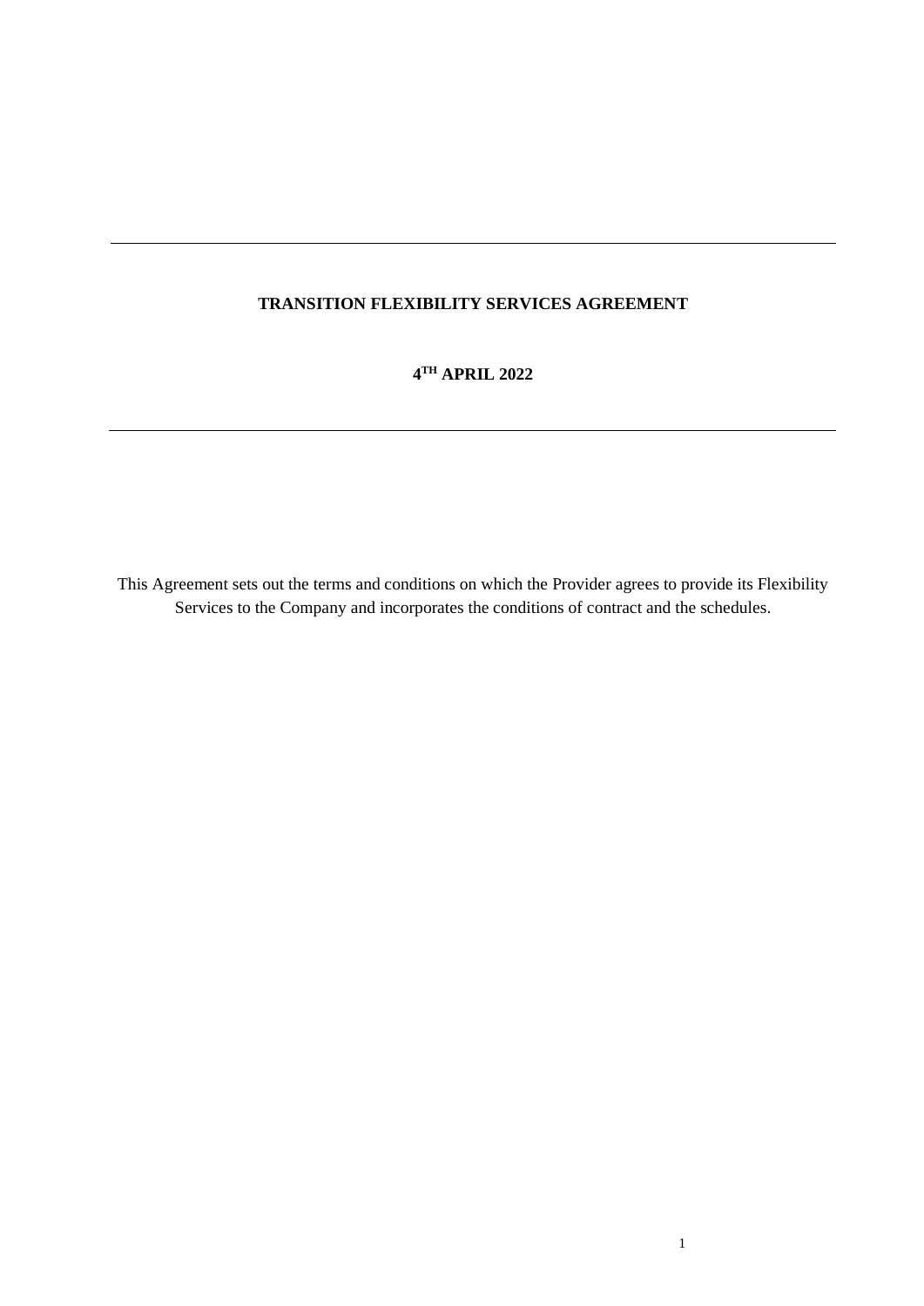---

**TRANSITION FLEXIBILITY SERVICES AGREEMENT**

**4TH APRIL 2022**

---

This Agreement sets out the terms and conditions on which the Provider agrees to provide its Flexibility Services to the Company and incorporates the conditions of contract and the schedules.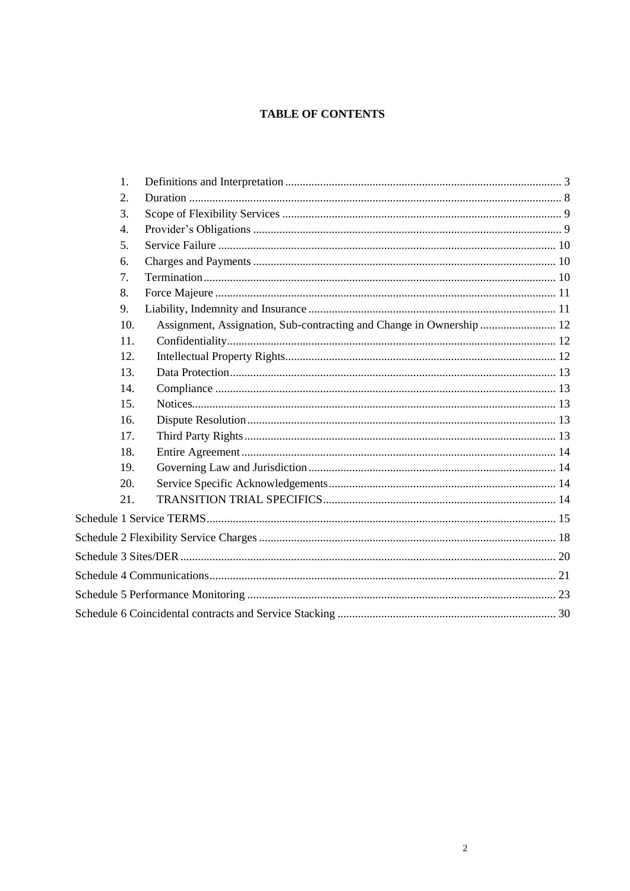**TABLE OF CONTENTS**

1. Definitions and Interpretation ..... 3
2. Duration ..... 8
3. Scope of Flexibility Services ..... 9
4. Provider's Obligations ..... 9
5. Service Failure ..... 10
6. Charges and Payments ..... 10
7. Termination ..... 10
8. Force Majeure ..... 11
9. Liability, Indemnity and Insurance ..... 11
10. Assignment, Assignation, Sub-contracting and Change in Ownership ..... 12
11. Confidentiality ..... 12
12. Intellectual Property Rights ..... 12
13. Data Protection ..... 13
14. Compliance ..... 13
15. Notices ..... 13
16. Dispute Resolution ..... 13
17. Third Party Rights ..... 13
18. Entire Agreement ..... 14
19. Governing Law and Jurisdiction ..... 14
20. Service Specific Acknowledgements ..... 14
21. TRANSITION TRIAL SPECIFICS ..... 14

Schedule 1 Service TERMS ..... 15

Schedule 2 Flexibility Service Charges ..... 18

Schedule 3 Sites/DER ..... 20

Schedule 4 Communications ..... 21

Schedule 5 Performance Monitoring ..... 23

Schedule 6 Coincidental contracts and Service Stacking ..... 30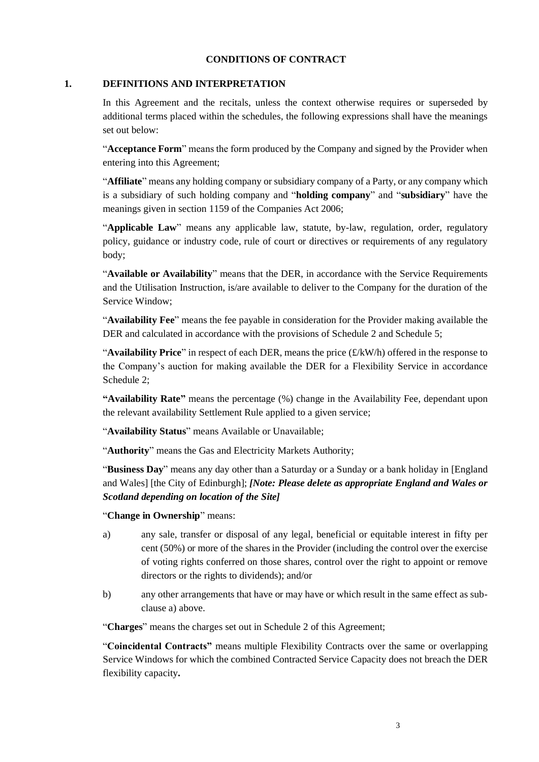**CONDITIONS OF CONTRACT**

## 1. DEFINITIONS AND INTERPRETATION

In this Agreement and the recitals, unless the context otherwise requires or superseded by additional terms placed within the schedules, the following expressions shall have the meanings set out below:

"**Acceptance Form**" means the form produced by the Company and signed by the Provider when entering into this Agreement;

"**Affiliate**" means any holding company or subsidiary company of a Party, or any company which is a subsidiary of such holding company and "**holding company**" and "**subsidiary**" have the meanings given in section 1159 of the Companies Act 2006;

"**Applicable Law**" means any applicable law, statute, by-law, regulation, order, regulatory policy, guidance or industry code, rule of court or directives or requirements of any regulatory body;

"**Available or Availability**" means that the DER, in accordance with the Service Requirements and the Utilisation Instruction, is/are available to deliver to the Company for the duration of the Service Window;

"**Availability Fee**" means the fee payable in consideration for the Provider making available the DER and calculated in accordance with the provisions of Schedule 2 and Schedule 5;

"**Availability Price**" in respect of each DER, means the price (£/kW/h) offered in the response to the Company's auction for making available the DER for a Flexibility Service in accordance Schedule 2;

**"Availability Rate"** means the percentage (%) change in the Availability Fee, dependant upon the relevant availability Settlement Rule applied to a given service;

"**Availability Status**" means Available or Unavailable;

"**Authority**" means the Gas and Electricity Markets Authority;

"**Business Day**" means any day other than a Saturday or a Sunday or a bank holiday in [England and Wales] [the City of Edinburgh]; ***[Note: Please delete as appropriate England and Wales or Scotland depending on location of the Site]***

"**Change in Ownership**" means:

a) any sale, transfer or disposal of any legal, beneficial or equitable interest in fifty per cent (50%) or more of the shares in the Provider (including the control over the exercise of voting rights conferred on those shares, control over the right to appoint or remove directors or the rights to dividends); and/or

b) any other arrangements that have or may have or which result in the same effect as sub-clause a) above.

"**Charges**" means the charges set out in Schedule 2 of this Agreement;

"**Coincidental Contracts"** means multiple Flexibility Contracts over the same or overlapping Service Windows for which the combined Contracted Service Capacity does not breach the DER flexibility capacity**.**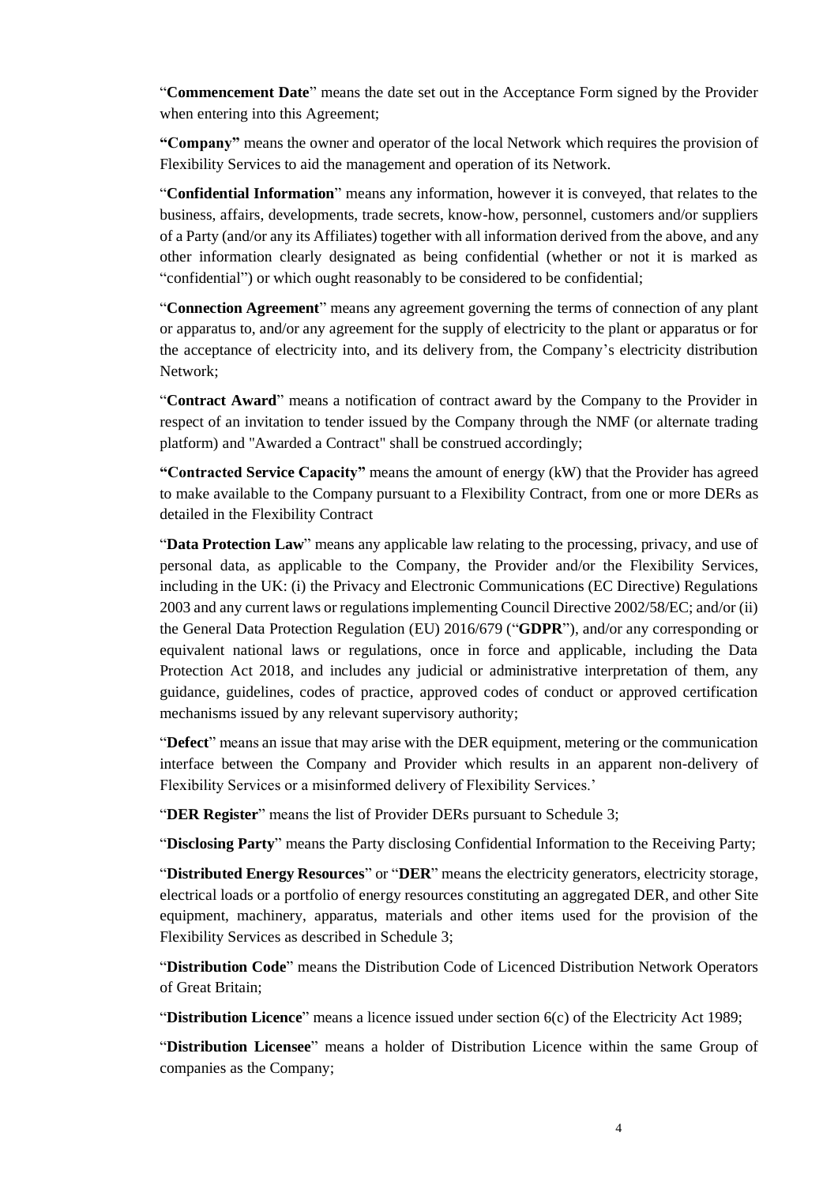"**Commencement Date**" means the date set out in the Acceptance Form signed by the Provider when entering into this Agreement;

**"Company"** means the owner and operator of the local Network which requires the provision of Flexibility Services to aid the management and operation of its Network.

"**Confidential Information**" means any information, however it is conveyed, that relates to the business, affairs, developments, trade secrets, know-how, personnel, customers and/or suppliers of a Party (and/or any its Affiliates) together with all information derived from the above, and any other information clearly designated as being confidential (whether or not it is marked as "confidential") or which ought reasonably to be considered to be confidential;

"**Connection Agreement**" means any agreement governing the terms of connection of any plant or apparatus to, and/or any agreement for the supply of electricity to the plant or apparatus or for the acceptance of electricity into, and its delivery from, the Company's electricity distribution Network;

"**Contract Award**" means a notification of contract award by the Company to the Provider in respect of an invitation to tender issued by the Company through the NMF (or alternate trading platform) and "Awarded a Contract" shall be construed accordingly;

**"Contracted Service Capacity"** means the amount of energy (kW) that the Provider has agreed to make available to the Company pursuant to a Flexibility Contract, from one or more DERs as detailed in the Flexibility Contract

"**Data Protection Law**" means any applicable law relating to the processing, privacy, and use of personal data, as applicable to the Company, the Provider and/or the Flexibility Services, including in the UK: (i) the Privacy and Electronic Communications (EC Directive) Regulations 2003 and any current laws or regulations implementing Council Directive 2002/58/EC; and/or (ii) the General Data Protection Regulation (EU) 2016/679 ("**GDPR**"), and/or any corresponding or equivalent national laws or regulations, once in force and applicable, including the Data Protection Act 2018, and includes any judicial or administrative interpretation of them, any guidance, guidelines, codes of practice, approved codes of conduct or approved certification mechanisms issued by any relevant supervisory authority;

"**Defect**" means an issue that may arise with the DER equipment, metering or the communication interface between the Company and Provider which results in an apparent non-delivery of Flexibility Services or a misinformed delivery of Flexibility Services.'

"**DER Register**" means the list of Provider DERs pursuant to Schedule 3;

"**Disclosing Party**" means the Party disclosing Confidential Information to the Receiving Party;

"**Distributed Energy Resources**" or "**DER**" means the electricity generators, electricity storage, electrical loads or a portfolio of energy resources constituting an aggregated DER, and other Site equipment, machinery, apparatus, materials and other items used for the provision of the Flexibility Services as described in Schedule 3;

"**Distribution Code**" means the Distribution Code of Licenced Distribution Network Operators of Great Britain;

"**Distribution Licence**" means a licence issued under section 6(c) of the Electricity Act 1989;

"**Distribution Licensee**" means a holder of Distribution Licence within the same Group of companies as the Company;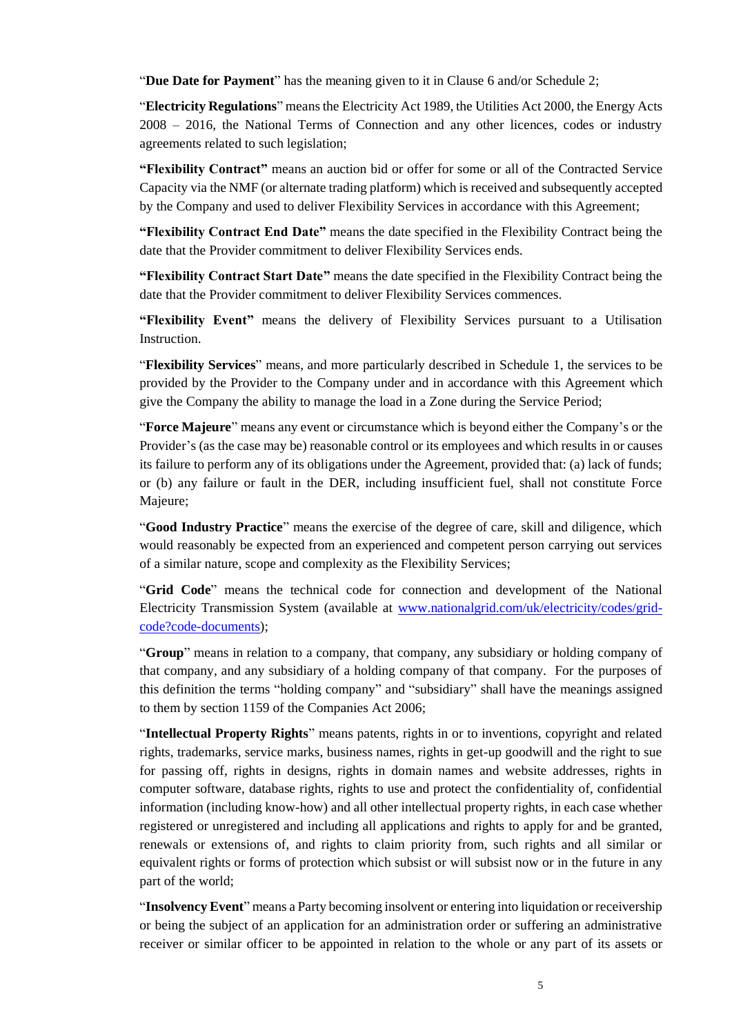"**Due Date for Payment**" has the meaning given to it in Clause 6 and/or Schedule 2;

"**Electricity Regulations**" means the Electricity Act 1989, the Utilities Act 2000, the Energy Acts 2008 – 2016, the National Terms of Connection and any other licences, codes or industry agreements related to such legislation;

**"Flexibility Contract"** means an auction bid or offer for some or all of the Contracted Service Capacity via the NMF (or alternate trading platform) which is received and subsequently accepted by the Company and used to deliver Flexibility Services in accordance with this Agreement;

**"Flexibility Contract End Date"** means the date specified in the Flexibility Contract being the date that the Provider commitment to deliver Flexibility Services ends.

**"Flexibility Contract Start Date"** means the date specified in the Flexibility Contract being the date that the Provider commitment to deliver Flexibility Services commences.

**"Flexibility Event"** means the delivery of Flexibility Services pursuant to a Utilisation Instruction.

"**Flexibility Services**" means, and more particularly described in Schedule 1, the services to be provided by the Provider to the Company under and in accordance with this Agreement which give the Company the ability to manage the load in a Zone during the Service Period;

"**Force Majeure**" means any event or circumstance which is beyond either the Company's or the Provider's (as the case may be) reasonable control or its employees and which results in or causes its failure to perform any of its obligations under the Agreement, provided that: (a) lack of funds; or (b) any failure or fault in the DER, including insufficient fuel, shall not constitute Force Majeure;

"**Good Industry Practice**" means the exercise of the degree of care, skill and diligence, which would reasonably be expected from an experienced and competent person carrying out services of a similar nature, scope and complexity as the Flexibility Services;

"**Grid Code**" means the technical code for connection and development of the National Electricity Transmission System (available at [www.nationalgrid.com/uk/electricity/codes/grid-code?code-documents](www.nationalgrid.com/uk/electricity/codes/grid-code?code-documents));

"**Group**" means in relation to a company, that company, any subsidiary or holding company of that company, and any subsidiary of a holding company of that company. For the purposes of this definition the terms "holding company" and "subsidiary" shall have the meanings assigned to them by section 1159 of the Companies Act 2006;

"**Intellectual Property Rights**" means patents, rights in or to inventions, copyright and related rights, trademarks, service marks, business names, rights in get-up goodwill and the right to sue for passing off, rights in designs, rights in domain names and website addresses, rights in computer software, database rights, rights to use and protect the confidentiality of, confidential information (including know-how) and all other intellectual property rights, in each case whether registered or unregistered and including all applications and rights to apply for and be granted, renewals or extensions of, and rights to claim priority from, such rights and all similar or equivalent rights or forms of protection which subsist or will subsist now or in the future in any part of the world;

"**Insolvency Event**" means a Party becoming insolvent or entering into liquidation or receivership or being the subject of an application for an administration order or suffering an administrative receiver or similar officer to be appointed in relation to the whole or any part of its assets or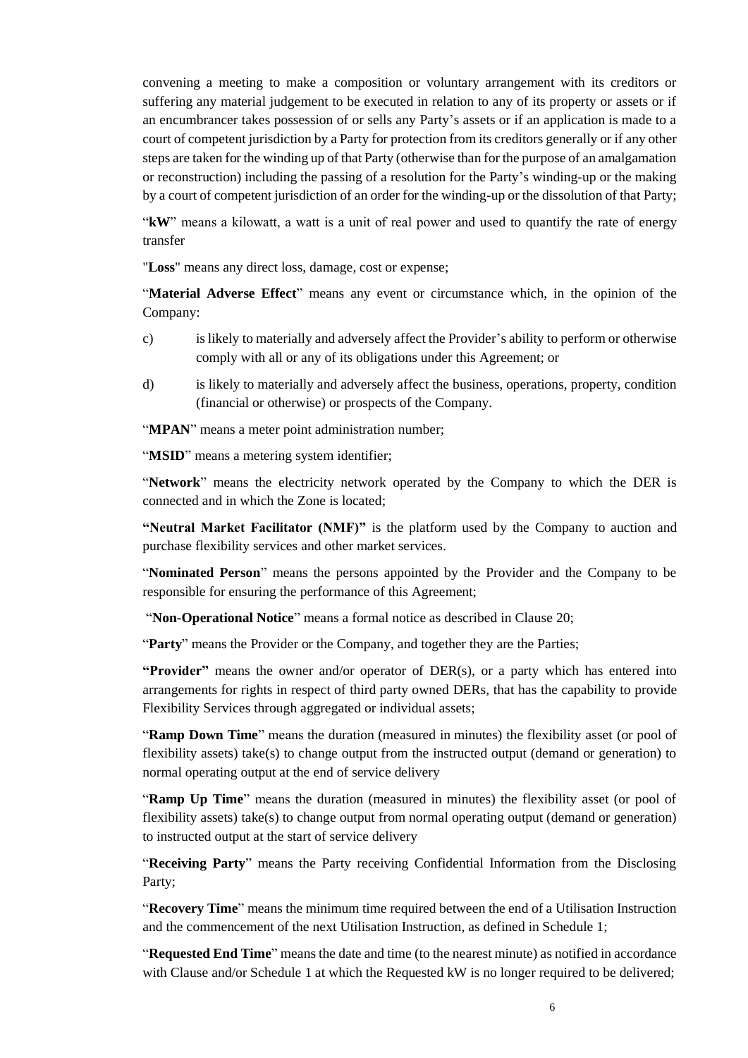convening a meeting to make a composition or voluntary arrangement with its creditors or suffering any material judgement to be executed in relation to any of its property or assets or if an encumbrancer takes possession of or sells any Party's assets or if an application is made to a court of competent jurisdiction by a Party for protection from its creditors generally or if any other steps are taken for the winding up of that Party (otherwise than for the purpose of an amalgamation or reconstruction) including the passing of a resolution for the Party's winding-up or the making by a court of competent jurisdiction of an order for the winding-up or the dissolution of that Party;

"**kW**" means a kilowatt, a watt is a unit of real power and used to quantify the rate of energy transfer

"**Loss**" means any direct loss, damage, cost or expense;

"**Material Adverse Effect**" means any event or circumstance which, in the opinion of the Company:

c) is likely to materially and adversely affect the Provider's ability to perform or otherwise comply with all or any of its obligations under this Agreement; or

d) is likely to materially and adversely affect the business, operations, property, condition (financial or otherwise) or prospects of the Company.

"**MPAN**" means a meter point administration number;

"**MSID**" means a metering system identifier;

"**Network**" means the electricity network operated by the Company to which the DER is connected and in which the Zone is located;

**"Neutral Market Facilitator (NMF)"** is the platform used by the Company to auction and purchase flexibility services and other market services.

"**Nominated Person**" means the persons appointed by the Provider and the Company to be responsible for ensuring the performance of this Agreement;

"**Non-Operational Notice**" means a formal notice as described in Clause 20;

"**Party**" means the Provider or the Company, and together they are the Parties;

**"Provider"** means the owner and/or operator of DER(s), or a party which has entered into arrangements for rights in respect of third party owned DERs, that has the capability to provide Flexibility Services through aggregated or individual assets;

"**Ramp Down Time**" means the duration (measured in minutes) the flexibility asset (or pool of flexibility assets) take(s) to change output from the instructed output (demand or generation) to normal operating output at the end of service delivery

"**Ramp Up Time**" means the duration (measured in minutes) the flexibility asset (or pool of flexibility assets) take(s) to change output from normal operating output (demand or generation) to instructed output at the start of service delivery

"**Receiving Party**" means the Party receiving Confidential Information from the Disclosing Party;

"**Recovery Time**" means the minimum time required between the end of a Utilisation Instruction and the commencement of the next Utilisation Instruction, as defined in Schedule 1;

"**Requested End Time**" means the date and time (to the nearest minute) as notified in accordance with Clause and/or Schedule 1 at which the Requested kW is no longer required to be delivered;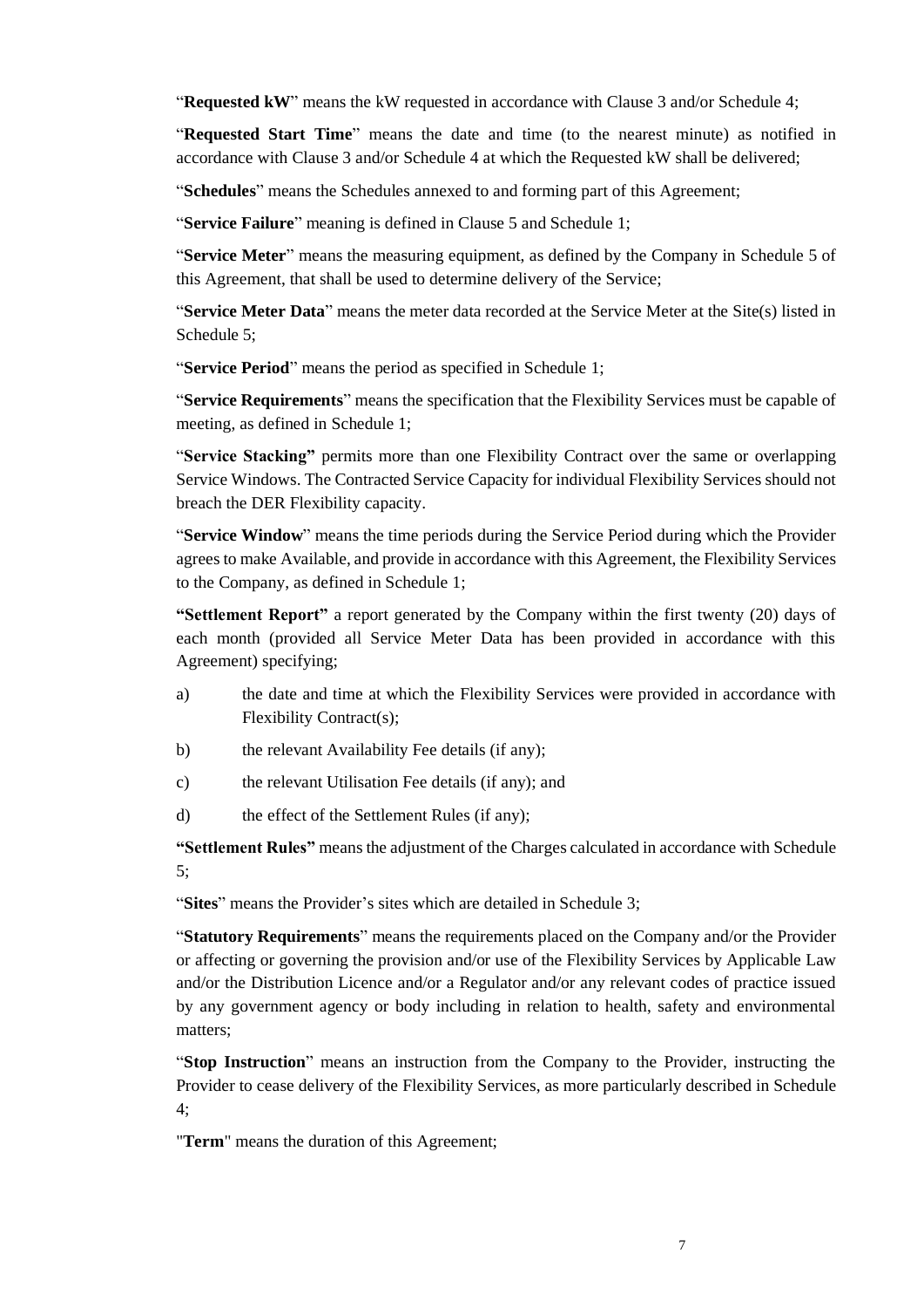"**Requested kW**" means the kW requested in accordance with Clause 3 and/or Schedule 4;

"**Requested Start Time**" means the date and time (to the nearest minute) as notified in accordance with Clause 3 and/or Schedule 4 at which the Requested kW shall be delivered;

"**Schedules**" means the Schedules annexed to and forming part of this Agreement;

"**Service Failure**" meaning is defined in Clause 5 and Schedule 1;

"**Service Meter**" means the measuring equipment, as defined by the Company in Schedule 5 of this Agreement, that shall be used to determine delivery of the Service;

"**Service Meter Data**" means the meter data recorded at the Service Meter at the Site(s) listed in Schedule 5;

"**Service Period**" means the period as specified in Schedule 1;

"**Service Requirements**" means the specification that the Flexibility Services must be capable of meeting, as defined in Schedule 1;

"**Service Stacking"** permits more than one Flexibility Contract over the same or overlapping Service Windows. The Contracted Service Capacity for individual Flexibility Services should not breach the DER Flexibility capacity.

"**Service Window**" means the time periods during the Service Period during which the Provider agrees to make Available, and provide in accordance with this Agreement, the Flexibility Services to the Company, as defined in Schedule 1;

**"Settlement Report"** a report generated by the Company within the first twenty (20) days of each month (provided all Service Meter Data has been provided in accordance with this Agreement) specifying;

a) the date and time at which the Flexibility Services were provided in accordance with Flexibility Contract(s);

b) the relevant Availability Fee details (if any);

c) the relevant Utilisation Fee details (if any); and

d) the effect of the Settlement Rules (if any);

**"Settlement Rules"** means the adjustment of the Charges calculated in accordance with Schedule 5;

"**Sites**" means the Provider's sites which are detailed in Schedule 3;

"**Statutory Requirements**" means the requirements placed on the Company and/or the Provider or affecting or governing the provision and/or use of the Flexibility Services by Applicable Law and/or the Distribution Licence and/or a Regulator and/or any relevant codes of practice issued by any government agency or body including in relation to health, safety and environmental matters;

"**Stop Instruction**" means an instruction from the Company to the Provider, instructing the Provider to cease delivery of the Flexibility Services, as more particularly described in Schedule 4;

"**Term**" means the duration of this Agreement;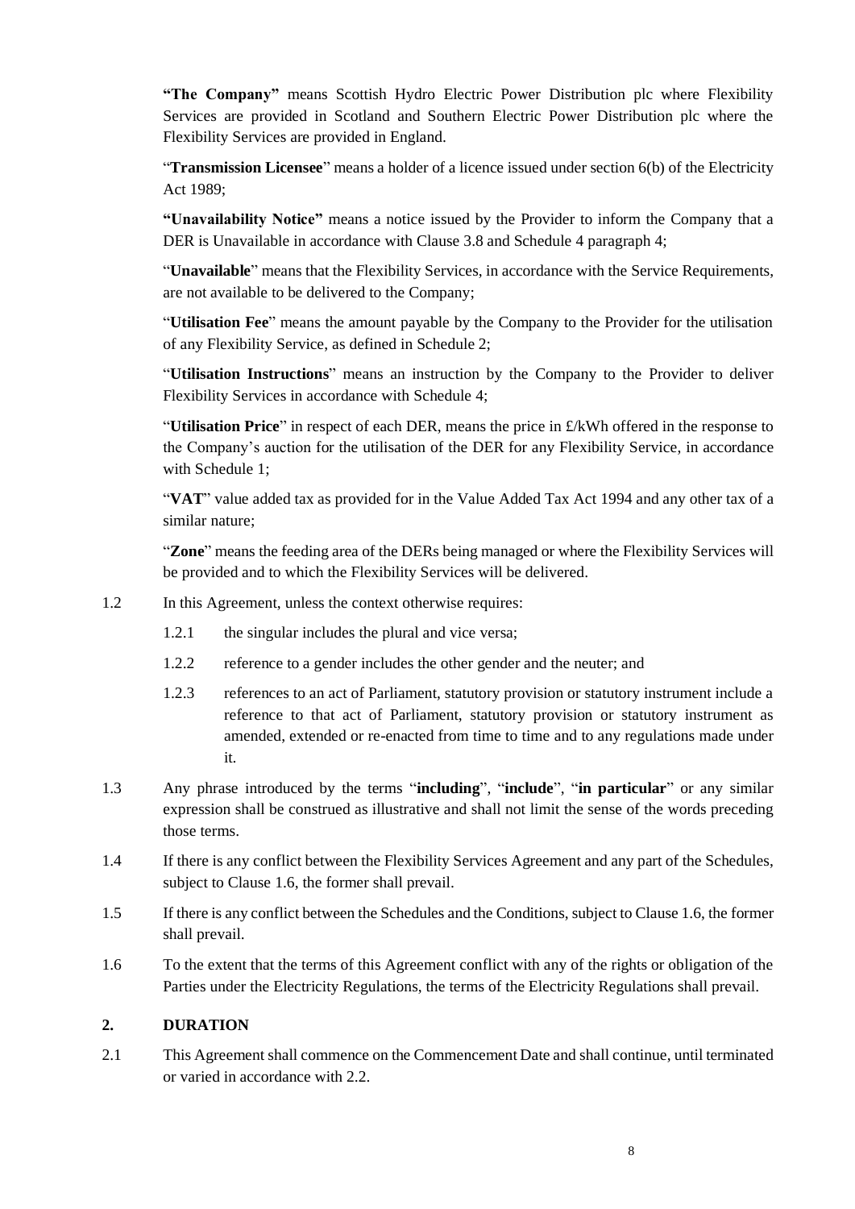**"The Company"** means Scottish Hydro Electric Power Distribution plc where Flexibility Services are provided in Scotland and Southern Electric Power Distribution plc where the Flexibility Services are provided in England.

"**Transmission Licensee**" means a holder of a licence issued under section 6(b) of the Electricity Act 1989;

**"Unavailability Notice"** means a notice issued by the Provider to inform the Company that a DER is Unavailable in accordance with Clause 3.8 and Schedule 4 paragraph 4;

"**Unavailable**" means that the Flexibility Services, in accordance with the Service Requirements, are not available to be delivered to the Company;

"**Utilisation Fee**" means the amount payable by the Company to the Provider for the utilisation of any Flexibility Service, as defined in Schedule 2;

"**Utilisation Instructions**" means an instruction by the Company to the Provider to deliver Flexibility Services in accordance with Schedule 4;

"**Utilisation Price**" in respect of each DER, means the price in £/kWh offered in the response to the Company's auction for the utilisation of the DER for any Flexibility Service, in accordance with Schedule 1;

"**VAT**" value added tax as provided for in the Value Added Tax Act 1994 and any other tax of a similar nature;

"**Zone**" means the feeding area of the DERs being managed or where the Flexibility Services will be provided and to which the Flexibility Services will be delivered.

1.2 In this Agreement, unless the context otherwise requires:

1.2.1 the singular includes the plural and vice versa;

1.2.2 reference to a gender includes the other gender and the neuter; and

1.2.3 references to an act of Parliament, statutory provision or statutory instrument include a reference to that act of Parliament, statutory provision or statutory instrument as amended, extended or re-enacted from time to time and to any regulations made under it.

1.3 Any phrase introduced by the terms "**including**", "**include**", "**in particular**" or any similar expression shall be construed as illustrative and shall not limit the sense of the words preceding those terms.

1.4 If there is any conflict between the Flexibility Services Agreement and any part of the Schedules, subject to Clause 1.6, the former shall prevail.

1.5 If there is any conflict between the Schedules and the Conditions, subject to Clause 1.6, the former shall prevail.

1.6 To the extent that the terms of this Agreement conflict with any of the rights or obligation of the Parties under the Electricity Regulations, the terms of the Electricity Regulations shall prevail.

## 2. DURATION

2.1 This Agreement shall commence on the Commencement Date and shall continue, until terminated or varied in accordance with 2.2.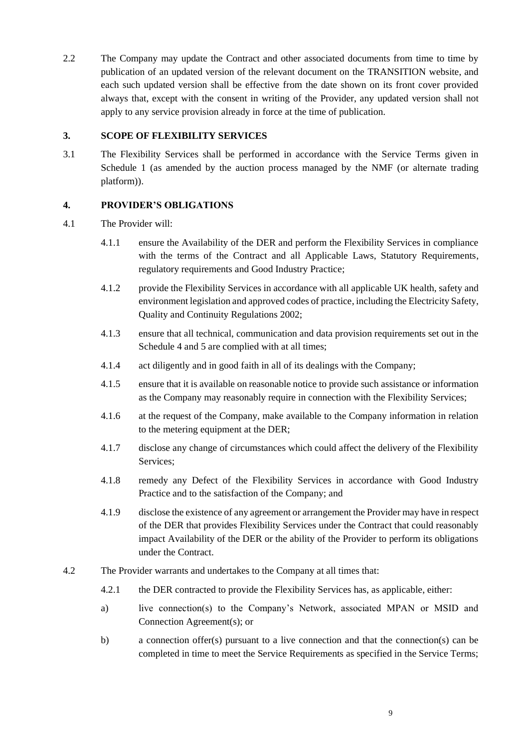2.2 The Company may update the Contract and other associated documents from time to time by publication of an updated version of the relevant document on the TRANSITION website, and each such updated version shall be effective from the date shown on its front cover provided always that, except with the consent in writing of the Provider, any updated version shall not apply to any service provision already in force at the time of publication.

### 3. SCOPE OF FLEXIBILITY SERVICES

3.1 The Flexibility Services shall be performed in accordance with the Service Terms given in Schedule 1 (as amended by the auction process managed by the NMF (or alternate trading platform)).

### 4. PROVIDER'S OBLIGATIONS

4.1 The Provider will:

4.1.1 ensure the Availability of the DER and perform the Flexibility Services in compliance with the terms of the Contract and all Applicable Laws, Statutory Requirements, regulatory requirements and Good Industry Practice;

4.1.2 provide the Flexibility Services in accordance with all applicable UK health, safety and environment legislation and approved codes of practice, including the Electricity Safety, Quality and Continuity Regulations 2002;

4.1.3 ensure that all technical, communication and data provision requirements set out in the Schedule 4 and 5 are complied with at all times;

4.1.4 act diligently and in good faith in all of its dealings with the Company;

4.1.5 ensure that it is available on reasonable notice to provide such assistance or information as the Company may reasonably require in connection with the Flexibility Services;

4.1.6 at the request of the Company, make available to the Company information in relation to the metering equipment at the DER;

4.1.7 disclose any change of circumstances which could affect the delivery of the Flexibility Services;

4.1.8 remedy any Defect of the Flexibility Services in accordance with Good Industry Practice and to the satisfaction of the Company; and

4.1.9 disclose the existence of any agreement or arrangement the Provider may have in respect of the DER that provides Flexibility Services under the Contract that could reasonably impact Availability of the DER or the ability of the Provider to perform its obligations under the Contract.

4.2 The Provider warrants and undertakes to the Company at all times that:

4.2.1 the DER contracted to provide the Flexibility Services has, as applicable, either:

a) live connection(s) to the Company's Network, associated MPAN or MSID and Connection Agreement(s); or

b) a connection offer(s) pursuant to a live connection and that the connection(s) can be completed in time to meet the Service Requirements as specified in the Service Terms;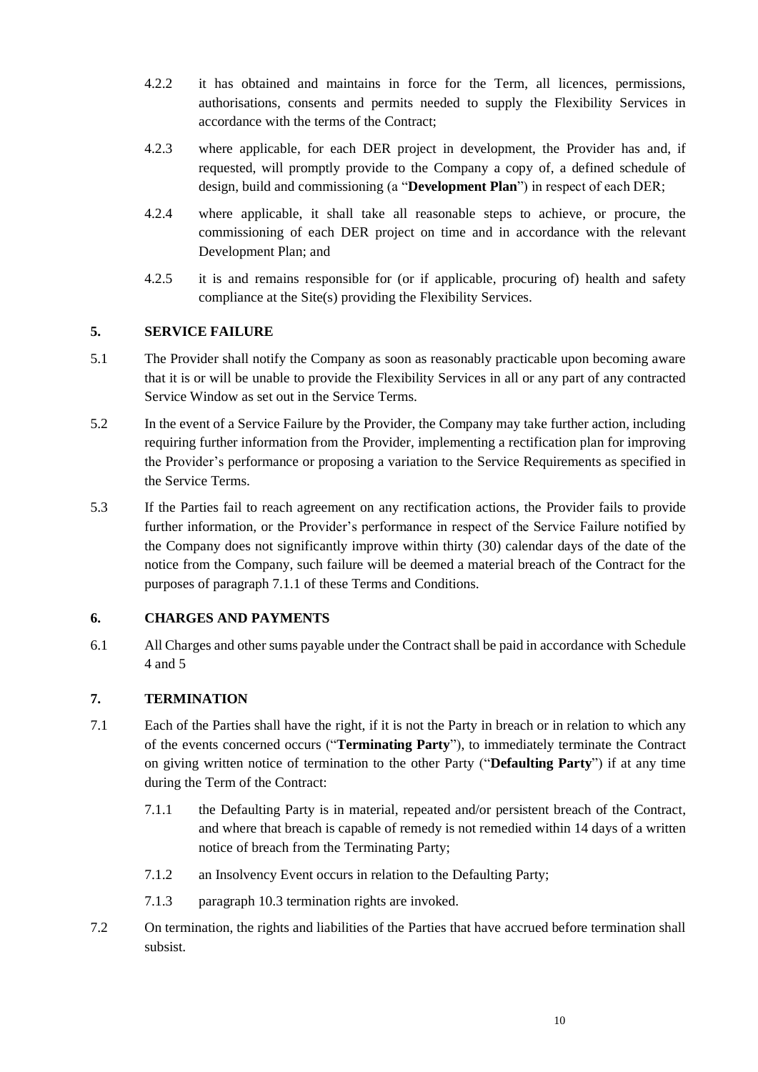4.2.2 it has obtained and maintains in force for the Term, all licences, permissions, authorisations, consents and permits needed to supply the Flexibility Services in accordance with the terms of the Contract;

4.2.3 where applicable, for each DER project in development, the Provider has and, if requested, will promptly provide to the Company a copy of, a defined schedule of design, build and commissioning (a "**Development Plan**") in respect of each DER;

4.2.4 where applicable, it shall take all reasonable steps to achieve, or procure, the commissioning of each DER project on time and in accordance with the relevant Development Plan; and

4.2.5 it is and remains responsible for (or if applicable, procuring of) health and safety compliance at the Site(s) providing the Flexibility Services.

## 5. SERVICE FAILURE

5.1 The Provider shall notify the Company as soon as reasonably practicable upon becoming aware that it is or will be unable to provide the Flexibility Services in all or any part of any contracted Service Window as set out in the Service Terms.

5.2 In the event of a Service Failure by the Provider, the Company may take further action, including requiring further information from the Provider, implementing a rectification plan for improving the Provider's performance or proposing a variation to the Service Requirements as specified in the Service Terms.

5.3 If the Parties fail to reach agreement on any rectification actions, the Provider fails to provide further information, or the Provider's performance in respect of the Service Failure notified by the Company does not significantly improve within thirty (30) calendar days of the date of the notice from the Company, such failure will be deemed a material breach of the Contract for the purposes of paragraph 7.1.1 of these Terms and Conditions.

## 6. CHARGES AND PAYMENTS

6.1 All Charges and other sums payable under the Contract shall be paid in accordance with Schedule 4 and 5

## 7. TERMINATION

7.1 Each of the Parties shall have the right, if it is not the Party in breach or in relation to which any of the events concerned occurs ("**Terminating Party**"), to immediately terminate the Contract on giving written notice of termination to the other Party ("**Defaulting Party**") if at any time during the Term of the Contract:

7.1.1 the Defaulting Party is in material, repeated and/or persistent breach of the Contract, and where that breach is capable of remedy is not remedied within 14 days of a written notice of breach from the Terminating Party;

7.1.2 an Insolvency Event occurs in relation to the Defaulting Party;

7.1.3 paragraph 10.3 termination rights are invoked.

7.2 On termination, the rights and liabilities of the Parties that have accrued before termination shall subsist.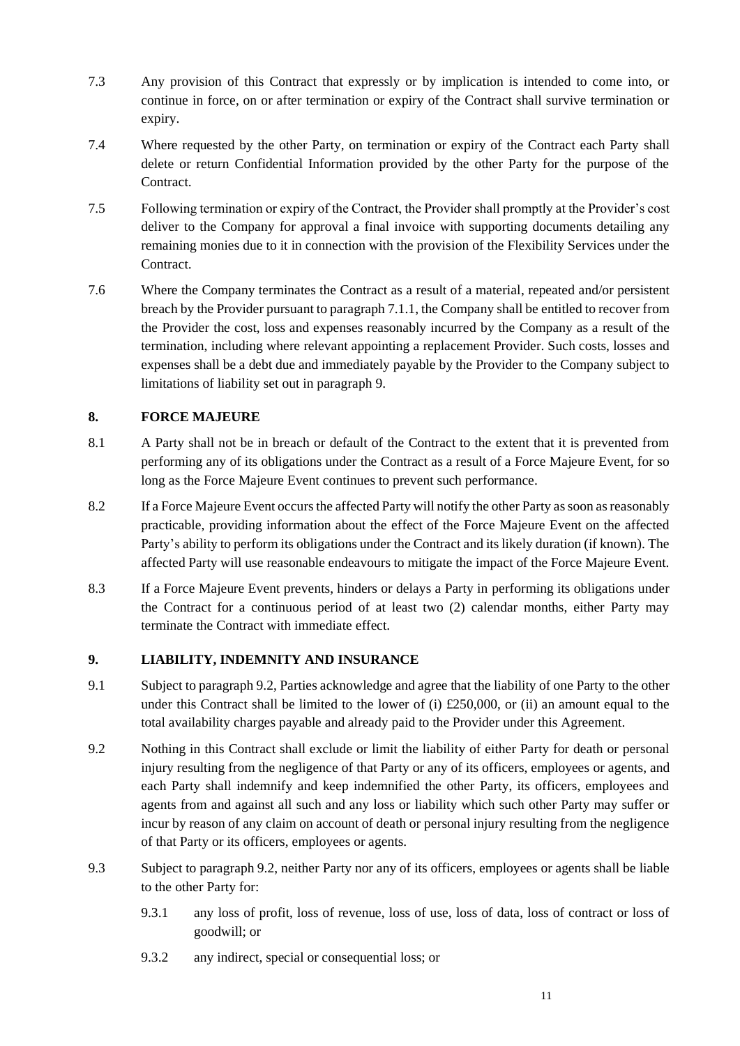7.3 Any provision of this Contract that expressly or by implication is intended to come into, or continue in force, on or after termination or expiry of the Contract shall survive termination or expiry.

7.4 Where requested by the other Party, on termination or expiry of the Contract each Party shall delete or return Confidential Information provided by the other Party for the purpose of the Contract.

7.5 Following termination or expiry of the Contract, the Provider shall promptly at the Provider's cost deliver to the Company for approval a final invoice with supporting documents detailing any remaining monies due to it in connection with the provision of the Flexibility Services under the Contract.

7.6 Where the Company terminates the Contract as a result of a material, repeated and/or persistent breach by the Provider pursuant to paragraph 7.1.1, the Company shall be entitled to recover from the Provider the cost, loss and expenses reasonably incurred by the Company as a result of the termination, including where relevant appointing a replacement Provider. Such costs, losses and expenses shall be a debt due and immediately payable by the Provider to the Company subject to limitations of liability set out in paragraph 9.

## 8. FORCE MAJEURE

8.1 A Party shall not be in breach or default of the Contract to the extent that it is prevented from performing any of its obligations under the Contract as a result of a Force Majeure Event, for so long as the Force Majeure Event continues to prevent such performance.

8.2 If a Force Majeure Event occurs the affected Party will notify the other Party as soon as reasonably practicable, providing information about the effect of the Force Majeure Event on the affected Party's ability to perform its obligations under the Contract and its likely duration (if known). The affected Party will use reasonable endeavours to mitigate the impact of the Force Majeure Event.

8.3 If a Force Majeure Event prevents, hinders or delays a Party in performing its obligations under the Contract for a continuous period of at least two (2) calendar months, either Party may terminate the Contract with immediate effect.

## 9. LIABILITY, INDEMNITY AND INSURANCE

9.1 Subject to paragraph 9.2, Parties acknowledge and agree that the liability of one Party to the other under this Contract shall be limited to the lower of (i) £250,000, or (ii) an amount equal to the total availability charges payable and already paid to the Provider under this Agreement.

9.2 Nothing in this Contract shall exclude or limit the liability of either Party for death or personal injury resulting from the negligence of that Party or any of its officers, employees or agents, and each Party shall indemnify and keep indemnified the other Party, its officers, employees and agents from and against all such and any loss or liability which such other Party may suffer or incur by reason of any claim on account of death or personal injury resulting from the negligence of that Party or its officers, employees or agents.

9.3 Subject to paragraph 9.2, neither Party nor any of its officers, employees or agents shall be liable to the other Party for:

9.3.1 any loss of profit, loss of revenue, loss of use, loss of data, loss of contract or loss of goodwill; or

9.3.2 any indirect, special or consequential loss; or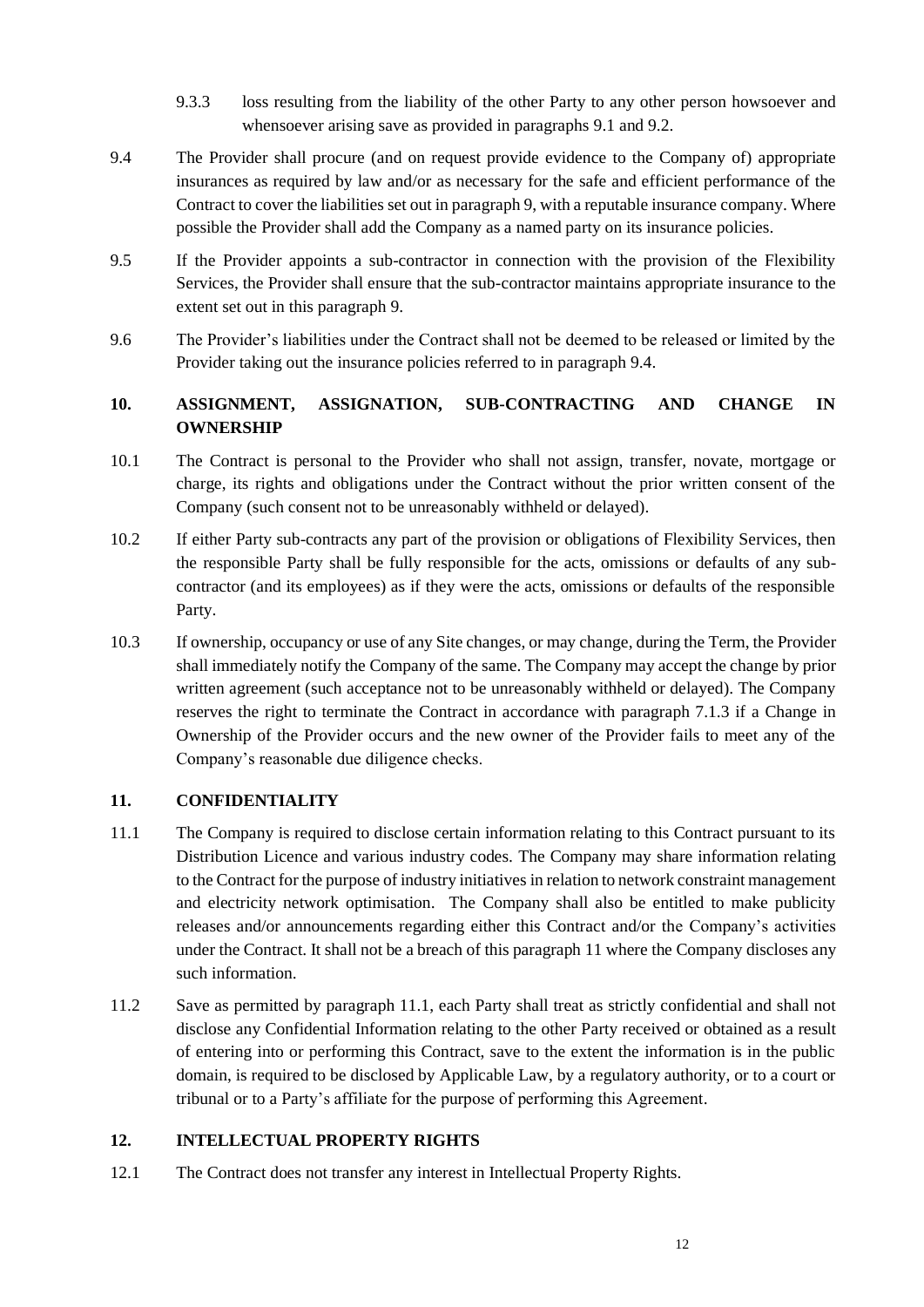9.3.3 loss resulting from the liability of the other Party to any other person howsoever and whensoever arising save as provided in paragraphs 9.1 and 9.2.

9.4 The Provider shall procure (and on request provide evidence to the Company of) appropriate insurances as required by law and/or as necessary for the safe and efficient performance of the Contract to cover the liabilities set out in paragraph 9, with a reputable insurance company. Where possible the Provider shall add the Company as a named party on its insurance policies.

9.5 If the Provider appoints a sub-contractor in connection with the provision of the Flexibility Services, the Provider shall ensure that the sub-contractor maintains appropriate insurance to the extent set out in this paragraph 9.

9.6 The Provider's liabilities under the Contract shall not be deemed to be released or limited by the Provider taking out the insurance policies referred to in paragraph 9.4.

## 10. ASSIGNMENT, ASSIGNATION, SUB-CONTRACTING AND CHANGE IN OWNERSHIP

10.1 The Contract is personal to the Provider who shall not assign, transfer, novate, mortgage or charge, its rights and obligations under the Contract without the prior written consent of the Company (such consent not to be unreasonably withheld or delayed).

10.2 If either Party sub-contracts any part of the provision or obligations of Flexibility Services, then the responsible Party shall be fully responsible for the acts, omissions or defaults of any sub-contractor (and its employees) as if they were the acts, omissions or defaults of the responsible Party.

10.3 If ownership, occupancy or use of any Site changes, or may change, during the Term, the Provider shall immediately notify the Company of the same. The Company may accept the change by prior written agreement (such acceptance not to be unreasonably withheld or delayed). The Company reserves the right to terminate the Contract in accordance with paragraph 7.1.3 if a Change in Ownership of the Provider occurs and the new owner of the Provider fails to meet any of the Company's reasonable due diligence checks.

## 11. CONFIDENTIALITY

11.1 The Company is required to disclose certain information relating to this Contract pursuant to its Distribution Licence and various industry codes. The Company may share information relating to the Contract for the purpose of industry initiatives in relation to network constraint management and electricity network optimisation. The Company shall also be entitled to make publicity releases and/or announcements regarding either this Contract and/or the Company's activities under the Contract. It shall not be a breach of this paragraph 11 where the Company discloses any such information.

11.2 Save as permitted by paragraph 11.1, each Party shall treat as strictly confidential and shall not disclose any Confidential Information relating to the other Party received or obtained as a result of entering into or performing this Contract, save to the extent the information is in the public domain, is required to be disclosed by Applicable Law, by a regulatory authority, or to a court or tribunal or to a Party's affiliate for the purpose of performing this Agreement.

## 12. INTELLECTUAL PROPERTY RIGHTS

12.1 The Contract does not transfer any interest in Intellectual Property Rights.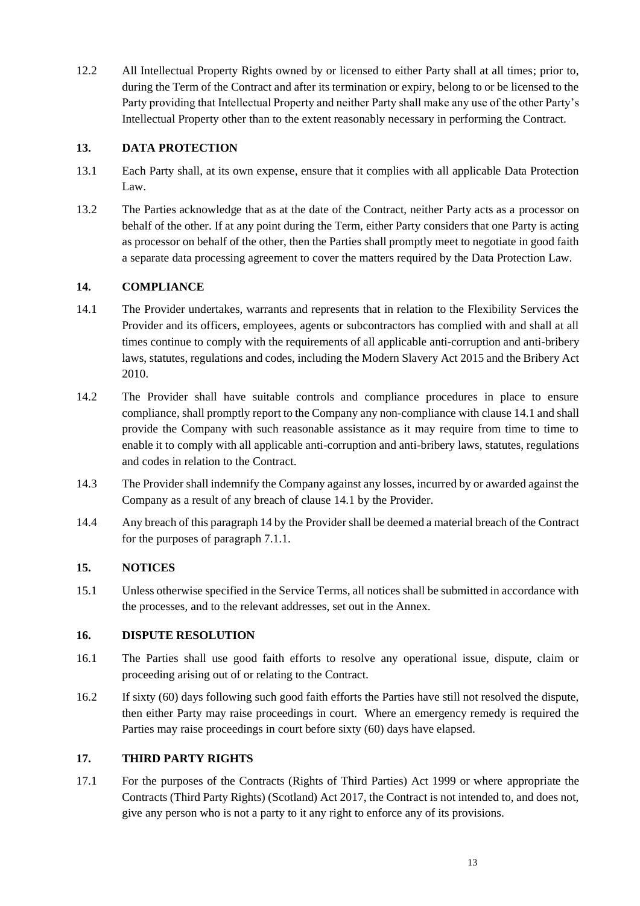12.2 All Intellectual Property Rights owned by or licensed to either Party shall at all times; prior to, during the Term of the Contract and after its termination or expiry, belong to or be licensed to the Party providing that Intellectual Property and neither Party shall make any use of the other Party's Intellectual Property other than to the extent reasonably necessary in performing the Contract.

## 13. DATA PROTECTION

13.1 Each Party shall, at its own expense, ensure that it complies with all applicable Data Protection Law.

13.2 The Parties acknowledge that as at the date of the Contract, neither Party acts as a processor on behalf of the other. If at any point during the Term, either Party considers that one Party is acting as processor on behalf of the other, then the Parties shall promptly meet to negotiate in good faith a separate data processing agreement to cover the matters required by the Data Protection Law.

## 14. COMPLIANCE

14.1 The Provider undertakes, warrants and represents that in relation to the Flexibility Services the Provider and its officers, employees, agents or subcontractors has complied with and shall at all times continue to comply with the requirements of all applicable anti-corruption and anti-bribery laws, statutes, regulations and codes, including the Modern Slavery Act 2015 and the Bribery Act 2010.

14.2 The Provider shall have suitable controls and compliance procedures in place to ensure compliance, shall promptly report to the Company any non-compliance with clause 14.1 and shall provide the Company with such reasonable assistance as it may require from time to time to enable it to comply with all applicable anti-corruption and anti-bribery laws, statutes, regulations and codes in relation to the Contract.

14.3 The Provider shall indemnify the Company against any losses, incurred by or awarded against the Company as a result of any breach of clause 14.1 by the Provider.

14.4 Any breach of this paragraph 14 by the Provider shall be deemed a material breach of the Contract for the purposes of paragraph 7.1.1.

## 15. NOTICES

15.1 Unless otherwise specified in the Service Terms, all notices shall be submitted in accordance with the processes, and to the relevant addresses, set out in the Annex.

## 16. DISPUTE RESOLUTION

16.1 The Parties shall use good faith efforts to resolve any operational issue, dispute, claim or proceeding arising out of or relating to the Contract.

16.2 If sixty (60) days following such good faith efforts the Parties have still not resolved the dispute, then either Party may raise proceedings in court. Where an emergency remedy is required the Parties may raise proceedings in court before sixty (60) days have elapsed.

## 17. THIRD PARTY RIGHTS

17.1 For the purposes of the Contracts (Rights of Third Parties) Act 1999 or where appropriate the Contracts (Third Party Rights) (Scotland) Act 2017, the Contract is not intended to, and does not, give any person who is not a party to it any right to enforce any of its provisions.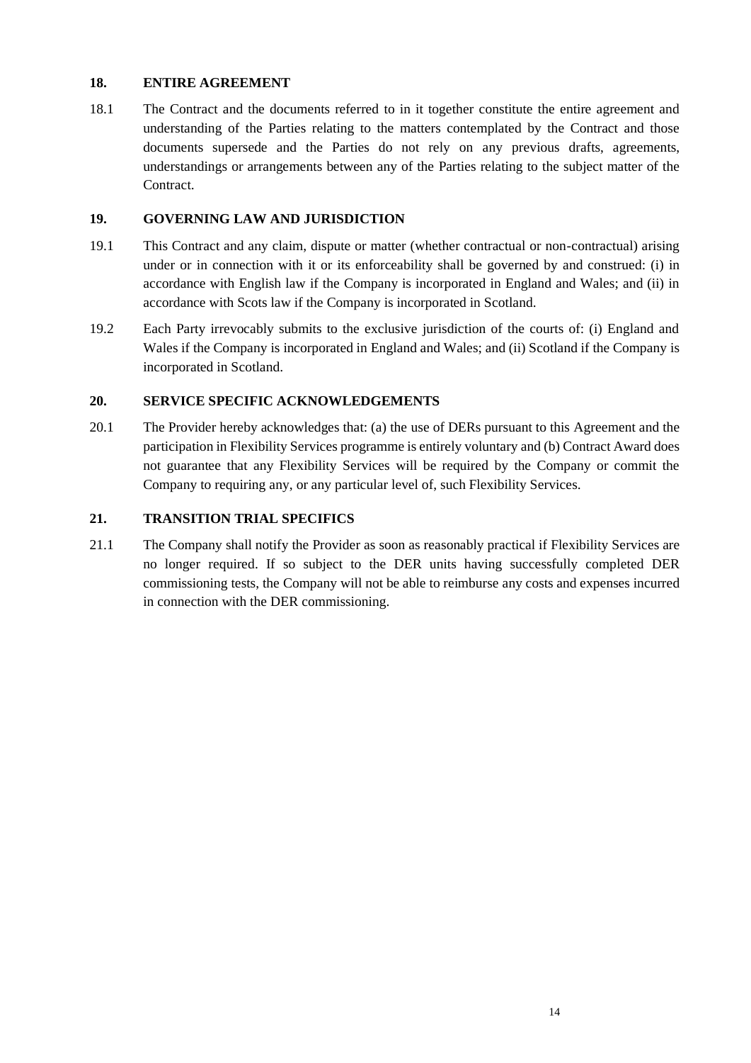## 18. ENTIRE AGREEMENT

18.1 The Contract and the documents referred to in it together constitute the entire agreement and understanding of the Parties relating to the matters contemplated by the Contract and those documents supersede and the Parties do not rely on any previous drafts, agreements, understandings or arrangements between any of the Parties relating to the subject matter of the Contract.

## 19. GOVERNING LAW AND JURISDICTION

19.1 This Contract and any claim, dispute or matter (whether contractual or non-contractual) arising under or in connection with it or its enforceability shall be governed by and construed: (i) in accordance with English law if the Company is incorporated in England and Wales; and (ii) in accordance with Scots law if the Company is incorporated in Scotland.

19.2 Each Party irrevocably submits to the exclusive jurisdiction of the courts of: (i) England and Wales if the Company is incorporated in England and Wales; and (ii) Scotland if the Company is incorporated in Scotland.

## 20. SERVICE SPECIFIC ACKNOWLEDGEMENTS

20.1 The Provider hereby acknowledges that: (a) the use of DERs pursuant to this Agreement and the participation in Flexibility Services programme is entirely voluntary and (b) Contract Award does not guarantee that any Flexibility Services will be required by the Company or commit the Company to requiring any, or any particular level of, such Flexibility Services.

## 21. TRANSITION TRIAL SPECIFICS

21.1 The Company shall notify the Provider as soon as reasonably practical if Flexibility Services are no longer required. If so subject to the DER units having successfully completed DER commissioning tests, the Company will not be able to reimburse any costs and expenses incurred in connection with the DER commissioning.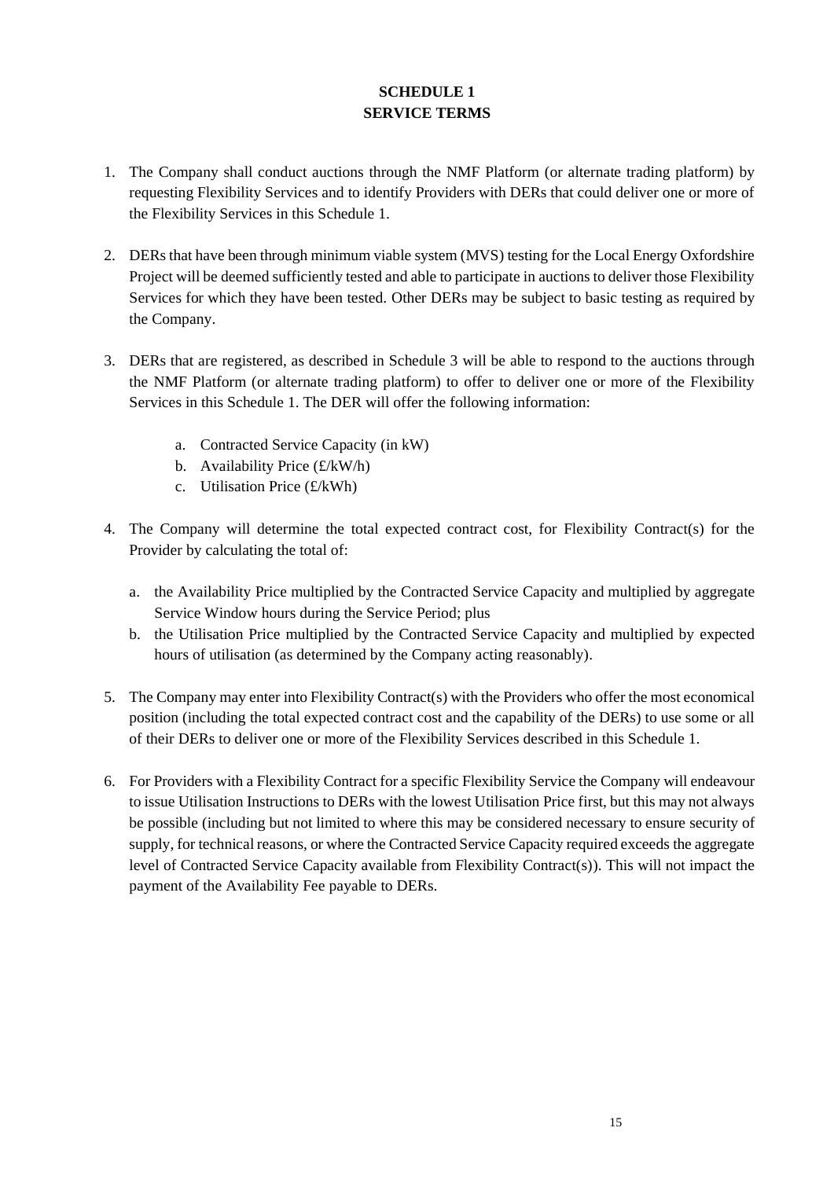# SCHEDULE 1
# SERVICE TERMS

1. The Company shall conduct auctions through the NMF Platform (or alternate trading platform) by requesting Flexibility Services and to identify Providers with DERs that could deliver one or more of the Flexibility Services in this Schedule 1.

2. DERs that have been through minimum viable system (MVS) testing for the Local Energy Oxfordshire Project will be deemed sufficiently tested and able to participate in auctions to deliver those Flexibility Services for which they have been tested. Other DERs may be subject to basic testing as required by the Company.

3. DERs that are registered, as described in Schedule 3 will be able to respond to the auctions through the NMF Platform (or alternate trading platform) to offer to deliver one or more of the Flexibility Services in this Schedule 1. The DER will offer the following information:

   a. Contracted Service Capacity (in kW)
   b. Availability Price (£/kW/h)
   c. Utilisation Price (£/kWh)

4. The Company will determine the total expected contract cost, for Flexibility Contract(s) for the Provider by calculating the total of:

   a. the Availability Price multiplied by the Contracted Service Capacity and multiplied by aggregate Service Window hours during the Service Period; plus
   b. the Utilisation Price multiplied by the Contracted Service Capacity and multiplied by expected hours of utilisation (as determined by the Company acting reasonably).

5. The Company may enter into Flexibility Contract(s) with the Providers who offer the most economical position (including the total expected contract cost and the capability of the DERs) to use some or all of their DERs to deliver one or more of the Flexibility Services described in this Schedule 1.

6. For Providers with a Flexibility Contract for a specific Flexibility Service the Company will endeavour to issue Utilisation Instructions to DERs with the lowest Utilisation Price first, but this may not always be possible (including but not limited to where this may be considered necessary to ensure security of supply, for technical reasons, or where the Contracted Service Capacity required exceeds the aggregate level of Contracted Service Capacity available from Flexibility Contract(s)). This will not impact the payment of the Availability Fee payable to DERs.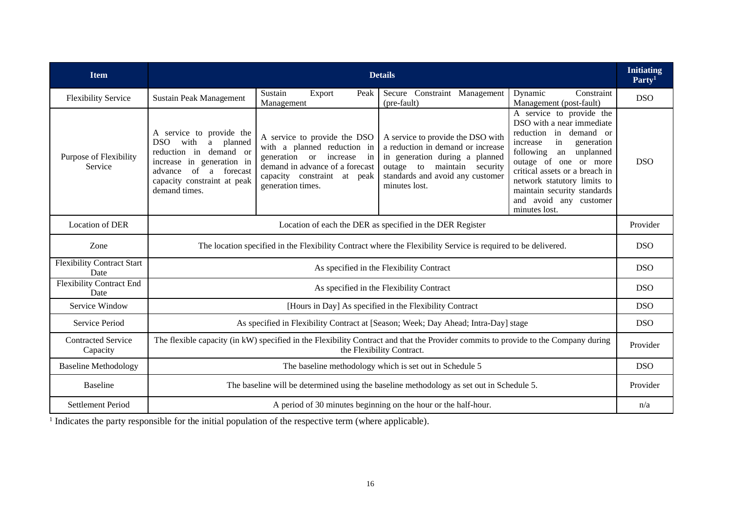| Item | Details | | | | Initiating Party[1] |
|---|---|---|---|---|---|
| Flexibility Service | Sustain Peak Management | Sustain Export Peak Management | Secure Constraint Management (pre-fault) | Dynamic Constraint Management (post-fault) | DSO |
| Purpose of Flexibility Service | A service to provide the DSO with a planned reduction in demand or increase in generation in advance of a forecast capacity constraint at peak demand times. | A service to provide the DSO with a planned reduction in generation or increase in demand in advance of a forecast capacity constraint at peak generation times. | A service to provide the DSO with a reduction in demand or increase in generation during a planned outage to maintain security standards and avoid any customer minutes lost. | A service to provide the DSO with a near immediate reduction in demand or increase in generation following an unplanned outage of one or more critical assets or a breach in network statutory limits to maintain security standards and avoid any customer minutes lost. | DSO |
| Location of DER | Location of each the DER as specified in the DER Register | | | | Provider |
| Zone | The location specified in the Flexibility Contract where the Flexibility Service is required to be delivered. | | | | DSO |
| Flexibility Contract Start Date | As specified in the Flexibility Contract | | | | DSO |
| Flexibility Contract End Date | As specified in the Flexibility Contract | | | | DSO |
| Service Window | [Hours in Day] As specified in the Flexibility Contract | | | | DSO |
| Service Period | As specified in Flexibility Contract at [Season; Week; Day Ahead; Intra-Day] stage | | | | DSO |
| Contracted Service Capacity | The flexible capacity (in kW) specified in the Flexibility Contract and that the Provider commits to provide to the Company during the Flexibility Contract. | | | | Provider |
| Baseline Methodology | The baseline methodology which is set out in Schedule 5 | | | | DSO |
| Baseline | The baseline will be determined using the baseline methodology as set out in Schedule 5. | | | | Provider |
| Settlement Period | A period of 30 minutes beginning on the hour or the half-hour. | | | | n/a |

[1] Indicates the party responsible for the initial population of the respective term (where applicable).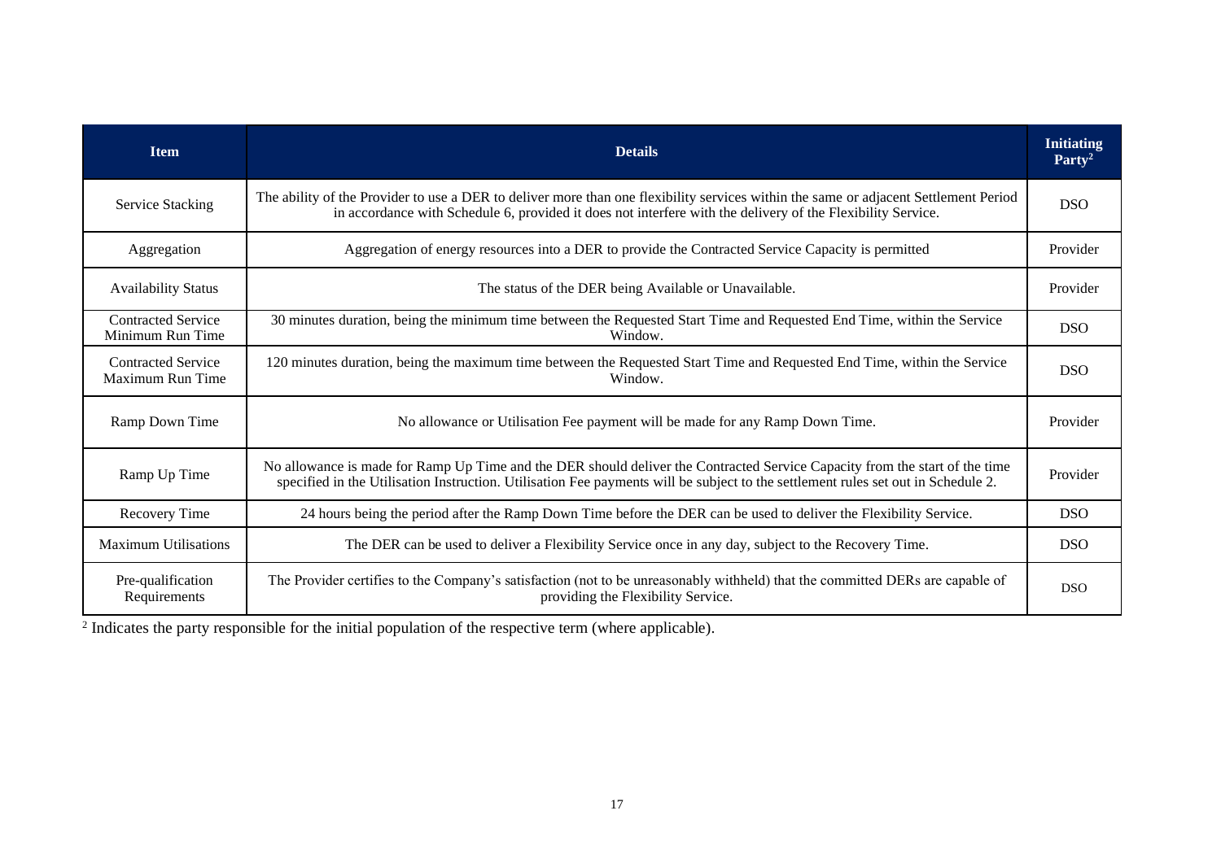| Item | Details | Initiating Party[2] |
|---|---|---|
| Service Stacking | The ability of the Provider to use a DER to deliver more than one flexibility services within the same or adjacent Settlement Period in accordance with Schedule 6, provided it does not interfere with the delivery of the Flexibility Service. | DSO |
| Aggregation | Aggregation of energy resources into a DER to provide the Contracted Service Capacity is permitted | Provider |
| Availability Status | The status of the DER being Available or Unavailable. | Provider |
| Contracted Service Minimum Run Time | 30 minutes duration, being the minimum time between the Requested Start Time and Requested End Time, within the Service Window. | DSO |
| Contracted Service Maximum Run Time | 120 minutes duration, being the maximum time between the Requested Start Time and Requested End Time, within the Service Window. | DSO |
| Ramp Down Time | No allowance or Utilisation Fee payment will be made for any Ramp Down Time. | Provider |
| Ramp Up Time | No allowance is made for Ramp Up Time and the DER should deliver the Contracted Service Capacity from the start of the time specified in the Utilisation Instruction. Utilisation Fee payments will be subject to the settlement rules set out in Schedule 2. | Provider |
| Recovery Time | 24 hours being the period after the Ramp Down Time before the DER can be used to deliver the Flexibility Service. | DSO |
| Maximum Utilisations | The DER can be used to deliver a Flexibility Service once in any day, subject to the Recovery Time. | DSO |
| Pre-qualification Requirements | The Provider certifies to the Company's satisfaction (not to be unreasonably withheld) that the committed DERs are capable of providing the Flexibility Service. | DSO |

[2] Indicates the party responsible for the initial population of the respective term (where applicable).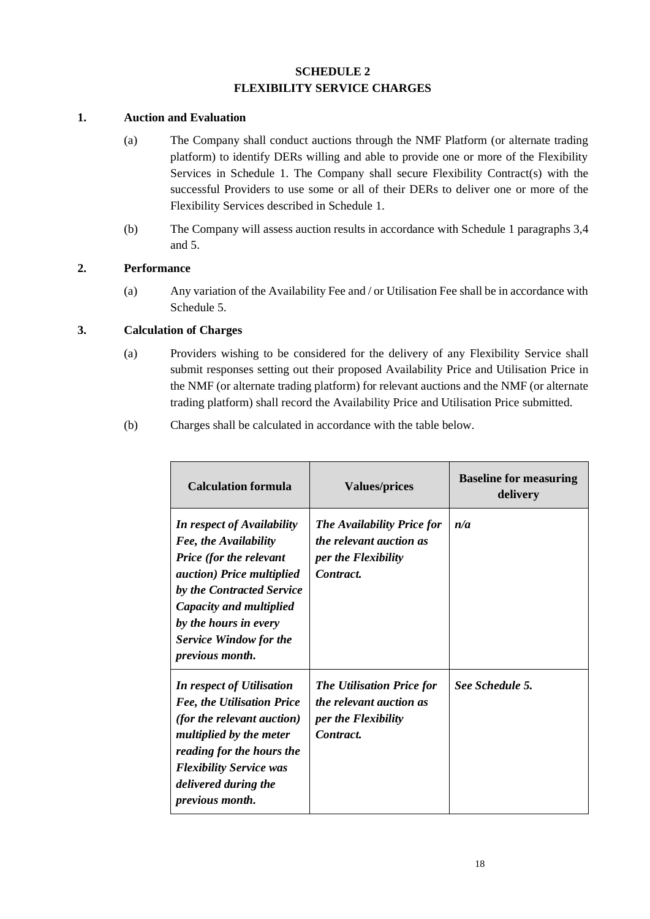# SCHEDULE 2
# FLEXIBILITY SERVICE CHARGES

## 1. Auction and Evaluation

(a) The Company shall conduct auctions through the NMF Platform (or alternate trading platform) to identify DERs willing and able to provide one or more of the Flexibility Services in Schedule 1. The Company shall secure Flexibility Contract(s) with the successful Providers to use some or all of their DERs to deliver one or more of the Flexibility Services described in Schedule 1.

(b) The Company will assess auction results in accordance with Schedule 1 paragraphs 3,4 and 5.

## 2. Performance

(a) Any variation of the Availability Fee and / or Utilisation Fee shall be in accordance with Schedule 5.

## 3. Calculation of Charges

(a) Providers wishing to be considered for the delivery of any Flexibility Service shall submit responses setting out their proposed Availability Price and Utilisation Price in the NMF (or alternate trading platform) for relevant auctions and the NMF (or alternate trading platform) shall record the Availability Price and Utilisation Price submitted.

(b) Charges shall be calculated in accordance with the table below.

| Calculation formula | Values/prices | Baseline for measuring delivery |
|---|---|---|
| ***In respect of Availability Fee, the Availability Price (for the relevant auction) Price multiplied by the Contracted Service Capacity and multiplied by the hours in every Service Window for the previous month.*** | ***The Availability Price for the relevant auction as per the Flexibility Contract.*** | ***n/a*** |
| ***In respect of Utilisation Fee, the Utilisation Price (for the relevant auction) multiplied by the meter reading for the hours the Flexibility Service was delivered during the previous month.*** | ***The Utilisation Price for the relevant auction as per the Flexibility Contract.*** | ***See Schedule 5.*** |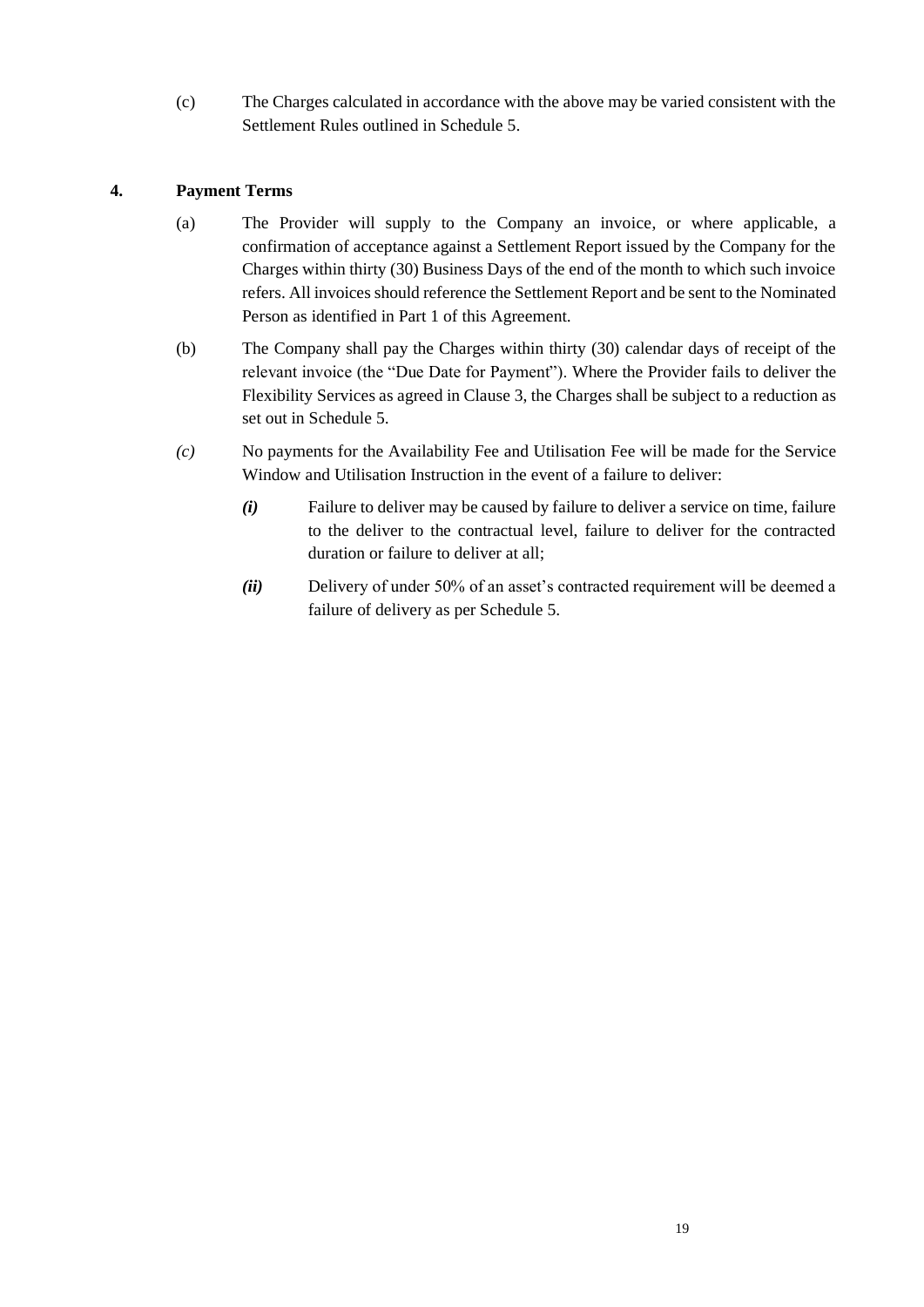(c) The Charges calculated in accordance with the above may be varied consistent with the Settlement Rules outlined in Schedule 5.

## 4. Payment Terms

(a) The Provider will supply to the Company an invoice, or where applicable, a confirmation of acceptance against a Settlement Report issued by the Company for the Charges within thirty (30) Business Days of the end of the month to which such invoice refers. All invoices should reference the Settlement Report and be sent to the Nominated Person as identified in Part 1 of this Agreement.

(b) The Company shall pay the Charges within thirty (30) calendar days of receipt of the relevant invoice (the "Due Date for Payment"). Where the Provider fails to deliver the Flexibility Services as agreed in Clause 3, the Charges shall be subject to a reduction as set out in Schedule 5.

*(c)* No payments for the Availability Fee and Utilisation Fee will be made for the Service Window and Utilisation Instruction in the event of a failure to deliver:

- ***(i)*** Failure to deliver may be caused by failure to deliver a service on time, failure to the deliver to the contractual level, failure to deliver for the contracted duration or failure to deliver at all;
- ***(ii)*** Delivery of under 50% of an asset's contracted requirement will be deemed a failure of delivery as per Schedule 5.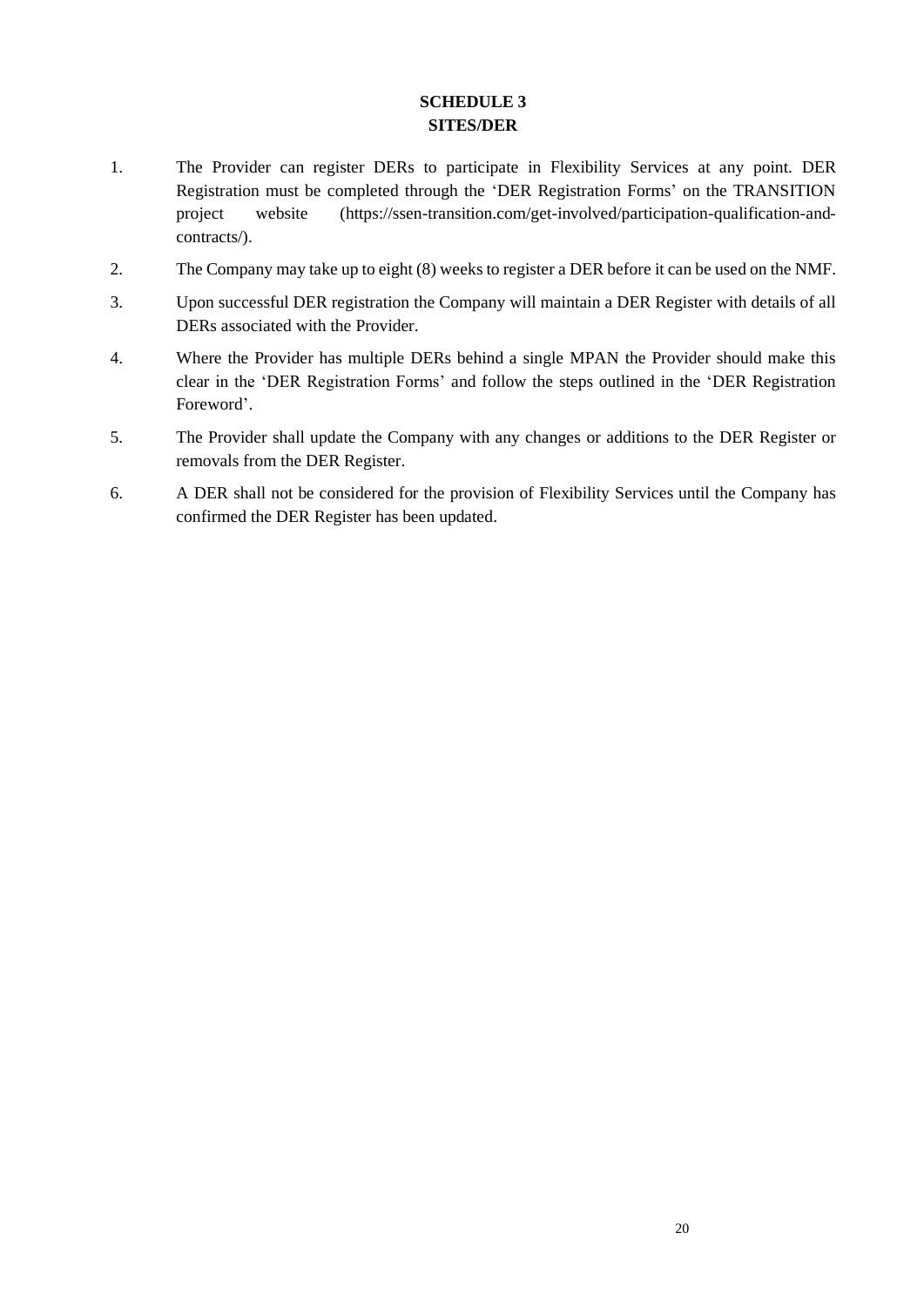# SCHEDULE 3
# SITES/DER

1. The Provider can register DERs to participate in Flexibility Services at any point. DER Registration must be completed through the 'DER Registration Forms' on the TRANSITION project website (https://ssen-transition.com/get-involved/participation-qualification-and-contracts/).

2. The Company may take up to eight (8) weeks to register a DER before it can be used on the NMF.

3. Upon successful DER registration the Company will maintain a DER Register with details of all DERs associated with the Provider.

4. Where the Provider has multiple DERs behind a single MPAN the Provider should make this clear in the 'DER Registration Forms' and follow the steps outlined in the 'DER Registration Foreword'.

5. The Provider shall update the Company with any changes or additions to the DER Register or removals from the DER Register.

6. A DER shall not be considered for the provision of Flexibility Services until the Company has confirmed the DER Register has been updated.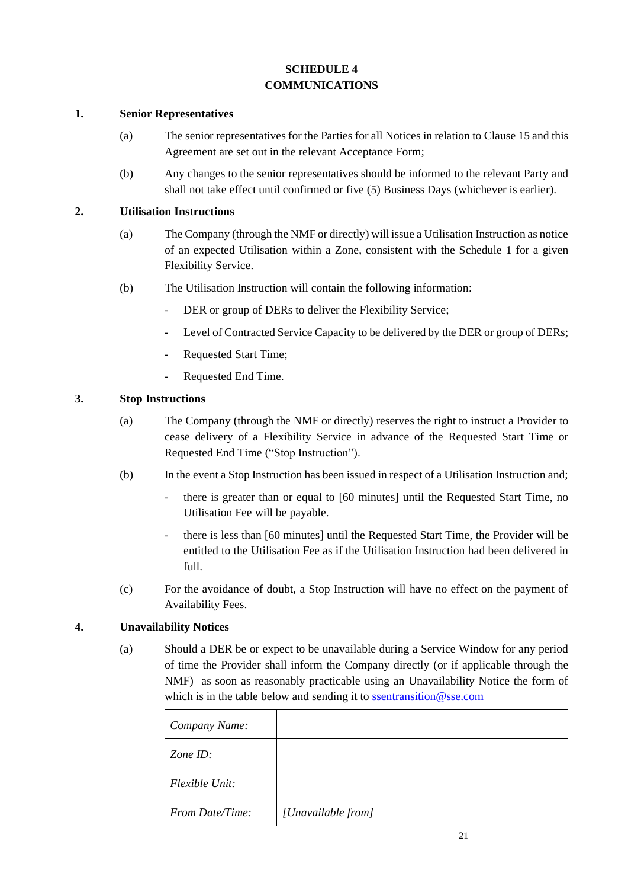# SCHEDULE 4
# COMMUNICATIONS

## 1. Senior Representatives

(a) The senior representatives for the Parties for all Notices in relation to Clause 15 and this Agreement are set out in the relevant Acceptance Form;

(b) Any changes to the senior representatives should be informed to the relevant Party and shall not take effect until confirmed or five (5) Business Days (whichever is earlier).

## 2. Utilisation Instructions

(a) The Company (through the NMF or directly) will issue a Utilisation Instruction as notice of an expected Utilisation within a Zone, consistent with the Schedule 1 for a given Flexibility Service.

(b) The Utilisation Instruction will contain the following information:

- DER or group of DERs to deliver the Flexibility Service;
- Level of Contracted Service Capacity to be delivered by the DER or group of DERs;
- Requested Start Time;
- Requested End Time.

## 3. Stop Instructions

(a) The Company (through the NMF or directly) reserves the right to instruct a Provider to cease delivery of a Flexibility Service in advance of the Requested Start Time or Requested End Time ("Stop Instruction").

(b) In the event a Stop Instruction has been issued in respect of a Utilisation Instruction and;

- there is greater than or equal to [60 minutes] until the Requested Start Time, no Utilisation Fee will be payable.
- there is less than [60 minutes] until the Requested Start Time, the Provider will be entitled to the Utilisation Fee as if the Utilisation Instruction had been delivered in full.

(c) For the avoidance of doubt, a Stop Instruction will have no effect on the payment of Availability Fees.

## 4. Unavailability Notices

(a) Should a DER be or expect to be unavailable during a Service Window for any period of time the Provider shall inform the Company directly (or if applicable through the NMF) as soon as reasonably practicable using an Unavailability Notice the form of which is in the table below and sending it to ssentransition@sse.com

| | |
|---|---|
| *Company Name:* | |
| *Zone ID:* | |
| *Flexible Unit:* | |
| *From Date/Time:* | *[Unavailable from]* |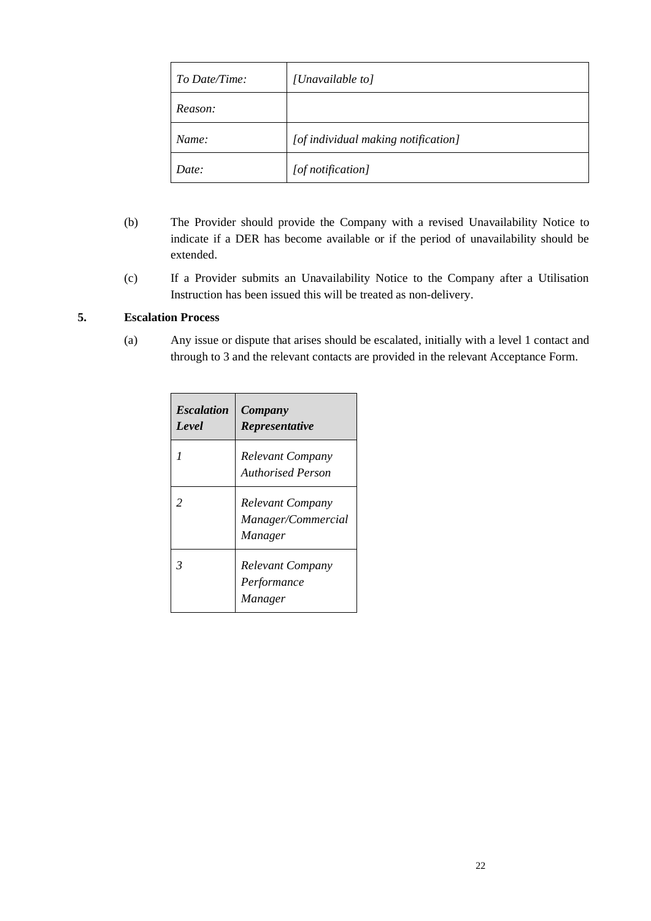| *To Date/Time:* | *[Unavailable to]* |
|---|---|
| *Reason:* | |
| *Name:* | *[of individual making notification]* |
| *Date:* | *[of notification]* |

(b) The Provider should provide the Company with a revised Unavailability Notice to indicate if a DER has become available or if the period of unavailability should be extended.

(c) If a Provider submits an Unavailability Notice to the Company after a Utilisation Instruction has been issued this will be treated as non-delivery.

**5. Escalation Process**

(a) Any issue or dispute that arises should be escalated, initially with a level 1 contact and through to 3 and the relevant contacts are provided in the relevant Acceptance Form.

| ***Escalation Level*** | ***Company Representative*** |
|---|---|
| *1* | *Relevant Company Authorised Person* |
| *2* | *Relevant Company Manager/Commercial Manager* |
| *3* | *Relevant Company Performance Manager* |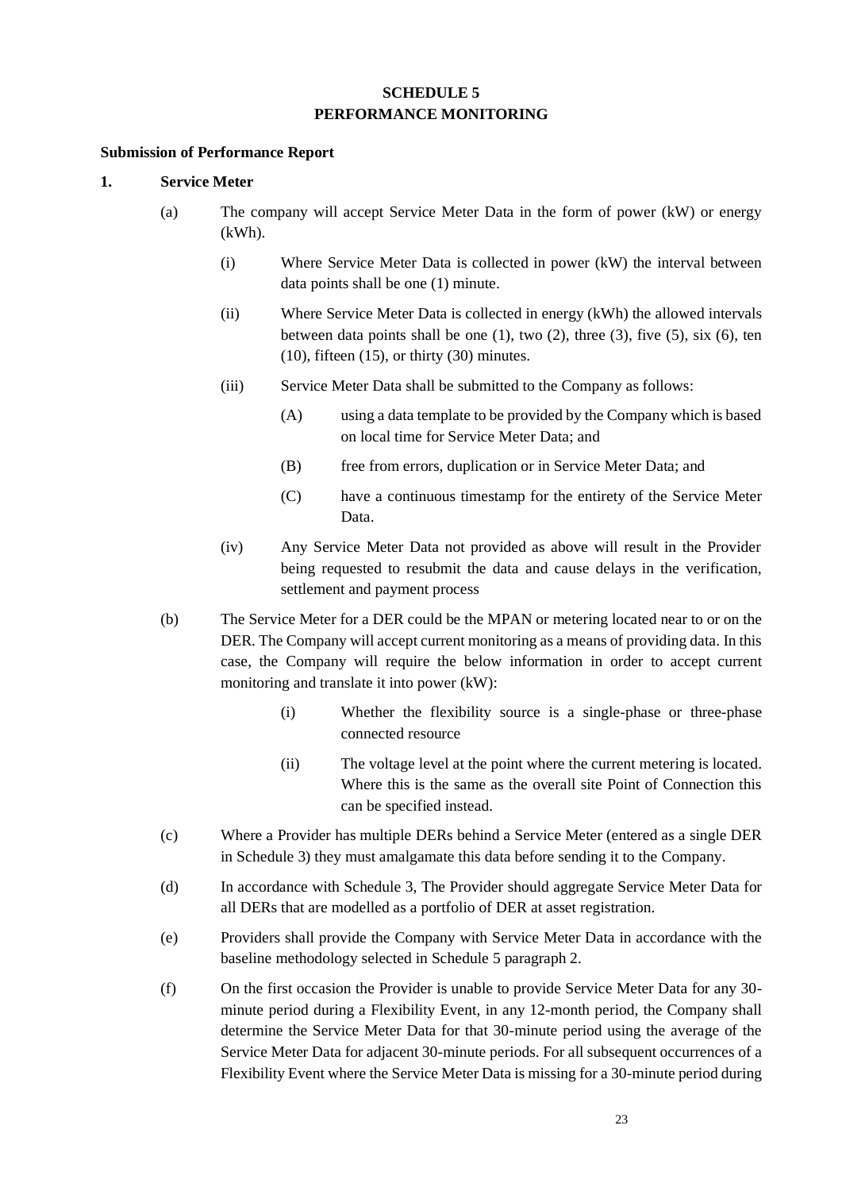# SCHEDULE 5
# PERFORMANCE MONITORING

**Submission of Performance Report**

**1. Service Meter**

(a) The company will accept Service Meter Data in the form of power (kW) or energy (kWh).

   (i) Where Service Meter Data is collected in power (kW) the interval between data points shall be one (1) minute.

   (ii) Where Service Meter Data is collected in energy (kWh) the allowed intervals between data points shall be one (1), two (2), three (3), five (5), six (6), ten (10), fifteen (15), or thirty (30) minutes.

   (iii) Service Meter Data shall be submitted to the Company as follows:

      (A) using a data template to be provided by the Company which is based on local time for Service Meter Data; and

      (B) free from errors, duplication or in Service Meter Data; and

      (C) have a continuous timestamp for the entirety of the Service Meter Data.

   (iv) Any Service Meter Data not provided as above will result in the Provider being requested to resubmit the data and cause delays in the verification, settlement and payment process

(b) The Service Meter for a DER could be the MPAN or metering located near to or on the DER. The Company will accept current monitoring as a means of providing data. In this case, the Company will require the below information in order to accept current monitoring and translate it into power (kW):

   (i) Whether the flexibility source is a single-phase or three-phase connected resource

   (ii) The voltage level at the point where the current metering is located. Where this is the same as the overall site Point of Connection this can be specified instead.

(c) Where a Provider has multiple DERs behind a Service Meter (entered as a single DER in Schedule 3) they must amalgamate this data before sending it to the Company.

(d) In accordance with Schedule 3, The Provider should aggregate Service Meter Data for all DERs that are modelled as a portfolio of DER at asset registration.

(e) Providers shall provide the Company with Service Meter Data in accordance with the baseline methodology selected in Schedule 5 paragraph 2.

(f) On the first occasion the Provider is unable to provide Service Meter Data for any 30-minute period during a Flexibility Event, in any 12-month period, the Company shall determine the Service Meter Data for that 30-minute period using the average of the Service Meter Data for adjacent 30-minute periods. For all subsequent occurrences of a Flexibility Event where the Service Meter Data is missing for a 30-minute period during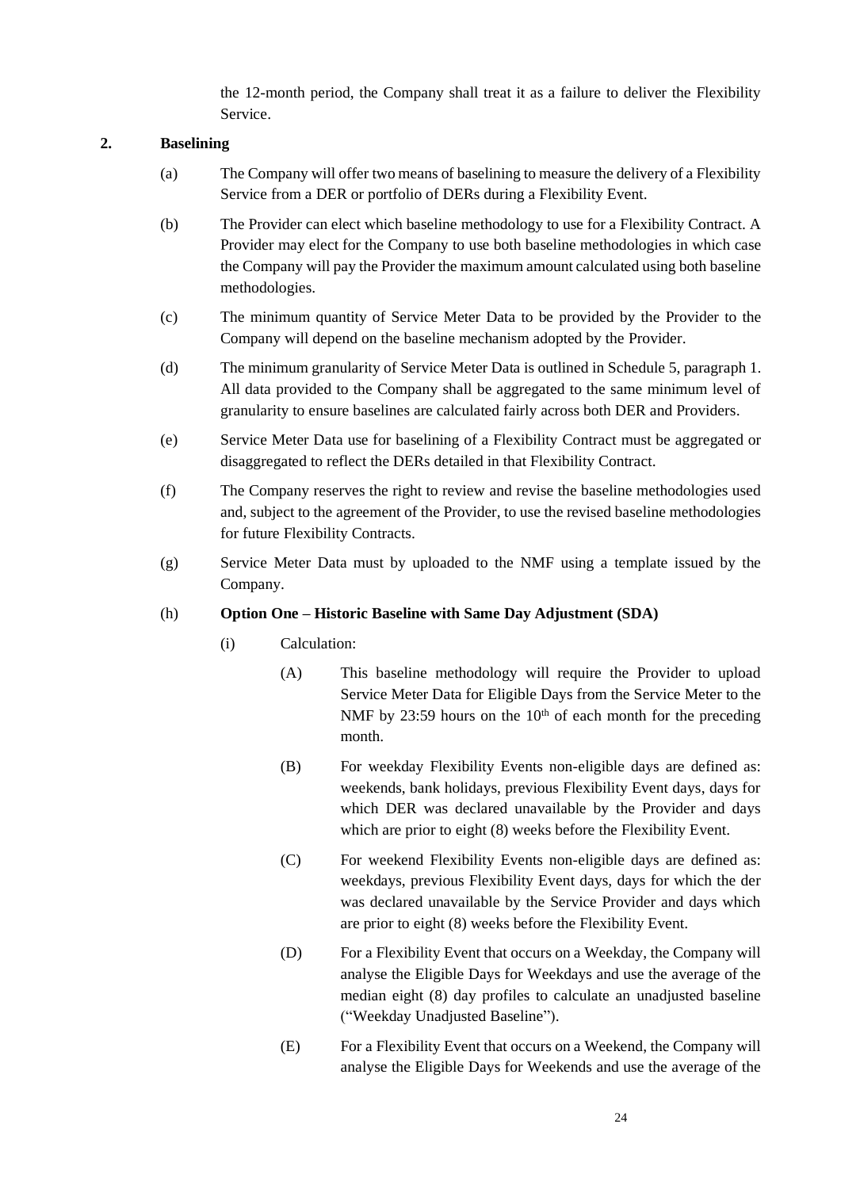the 12-month period, the Company shall treat it as a failure to deliver the Flexibility Service.

## 2. Baselining

(a) The Company will offer two means of baselining to measure the delivery of a Flexibility Service from a DER or portfolio of DERs during a Flexibility Event.

(b) The Provider can elect which baseline methodology to use for a Flexibility Contract. A Provider may elect for the Company to use both baseline methodologies in which case the Company will pay the Provider the maximum amount calculated using both baseline methodologies.

(c) The minimum quantity of Service Meter Data to be provided by the Provider to the Company will depend on the baseline mechanism adopted by the Provider.

(d) The minimum granularity of Service Meter Data is outlined in Schedule 5, paragraph 1. All data provided to the Company shall be aggregated to the same minimum level of granularity to ensure baselines are calculated fairly across both DER and Providers.

(e) Service Meter Data use for baselining of a Flexibility Contract must be aggregated or disaggregated to reflect the DERs detailed in that Flexibility Contract.

(f) The Company reserves the right to review and revise the baseline methodologies used and, subject to the agreement of the Provider, to use the revised baseline methodologies for future Flexibility Contracts.

(g) Service Meter Data must by uploaded to the NMF using a template issued by the Company.

(h) **Option One – Historic Baseline with Same Day Adjustment (SDA)**

(i) Calculation:

(A) This baseline methodology will require the Provider to upload Service Meter Data for Eligible Days from the Service Meter to the NMF by 23:59 hours on the 10th of each month for the preceding month.

(B) For weekday Flexibility Events non-eligible days are defined as: weekends, bank holidays, previous Flexibility Event days, days for which DER was declared unavailable by the Provider and days which are prior to eight (8) weeks before the Flexibility Event.

(C) For weekend Flexibility Events non-eligible days are defined as: weekdays, previous Flexibility Event days, days for which the der was declared unavailable by the Service Provider and days which are prior to eight (8) weeks before the Flexibility Event.

(D) For a Flexibility Event that occurs on a Weekday, the Company will analyse the Eligible Days for Weekdays and use the average of the median eight (8) day profiles to calculate an unadjusted baseline ("Weekday Unadjusted Baseline").

(E) For a Flexibility Event that occurs on a Weekend, the Company will analyse the Eligible Days for Weekends and use the average of the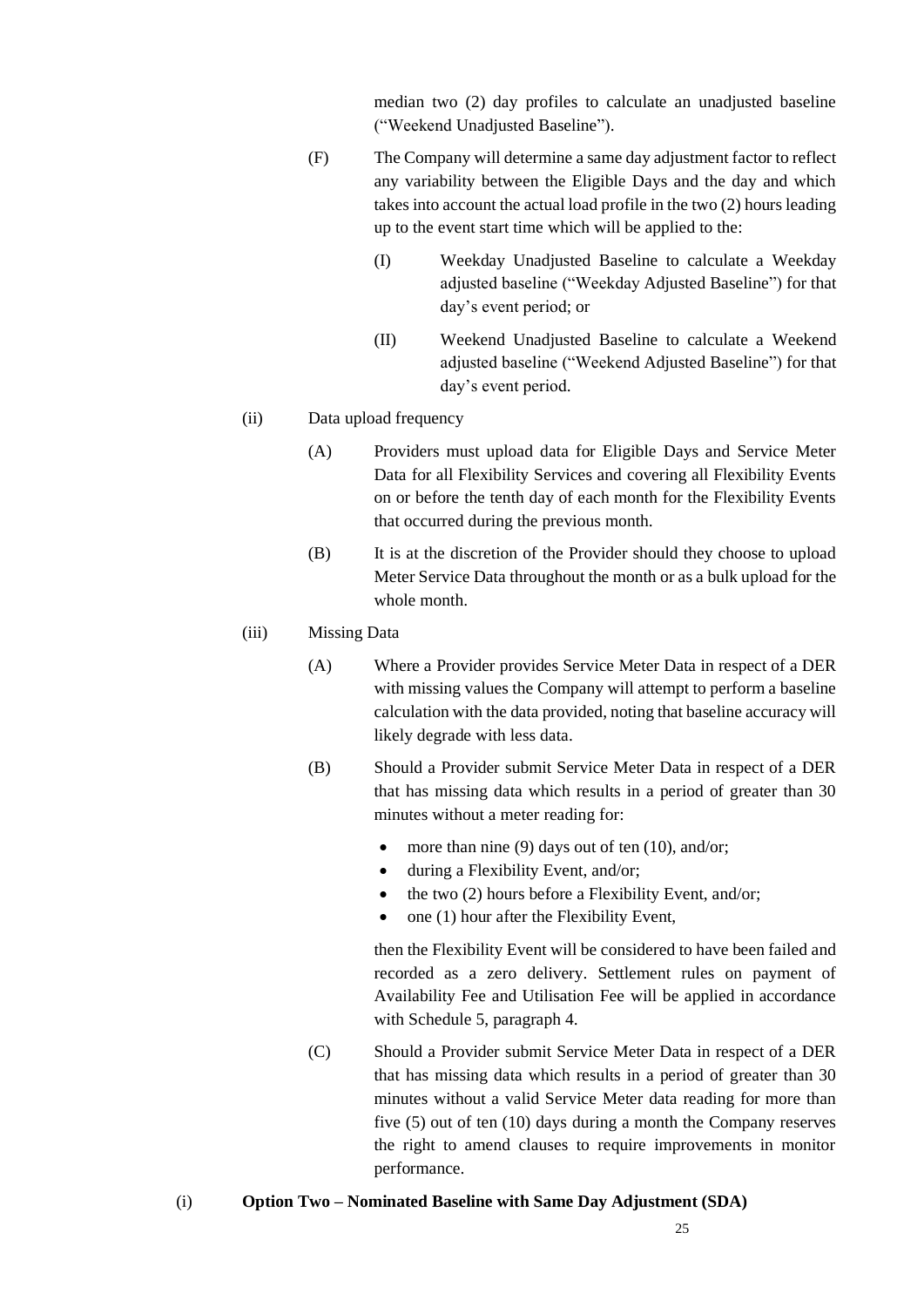median two (2) day profiles to calculate an unadjusted baseline ("Weekend Unadjusted Baseline").

(F) The Company will determine a same day adjustment factor to reflect any variability between the Eligible Days and the day and which takes into account the actual load profile in the two (2) hours leading up to the event start time which will be applied to the:

(I) Weekday Unadjusted Baseline to calculate a Weekday adjusted baseline ("Weekday Adjusted Baseline") for that day's event period; or

(II) Weekend Unadjusted Baseline to calculate a Weekend adjusted baseline ("Weekend Adjusted Baseline") for that day's event period.

(ii) Data upload frequency

(A) Providers must upload data for Eligible Days and Service Meter Data for all Flexibility Services and covering all Flexibility Events on or before the tenth day of each month for the Flexibility Events that occurred during the previous month.

(B) It is at the discretion of the Provider should they choose to upload Meter Service Data throughout the month or as a bulk upload for the whole month.

(iii) Missing Data

(A) Where a Provider provides Service Meter Data in respect of a DER with missing values the Company will attempt to perform a baseline calculation with the data provided, noting that baseline accuracy will likely degrade with less data.

(B) Should a Provider submit Service Meter Data in respect of a DER that has missing data which results in a period of greater than 30 minutes without a meter reading for:

- more than nine (9) days out of ten (10), and/or;
- during a Flexibility Event, and/or;
- the two (2) hours before a Flexibility Event, and/or;
- one (1) hour after the Flexibility Event,

then the Flexibility Event will be considered to have been failed and recorded as a zero delivery. Settlement rules on payment of Availability Fee and Utilisation Fee will be applied in accordance with Schedule 5, paragraph 4.

(C) Should a Provider submit Service Meter Data in respect of a DER that has missing data which results in a period of greater than 30 minutes without a valid Service Meter data reading for more than five (5) out of ten (10) days during a month the Company reserves the right to amend clauses to require improvements in monitor performance.

(i) **Option Two – Nominated Baseline with Same Day Adjustment (SDA)**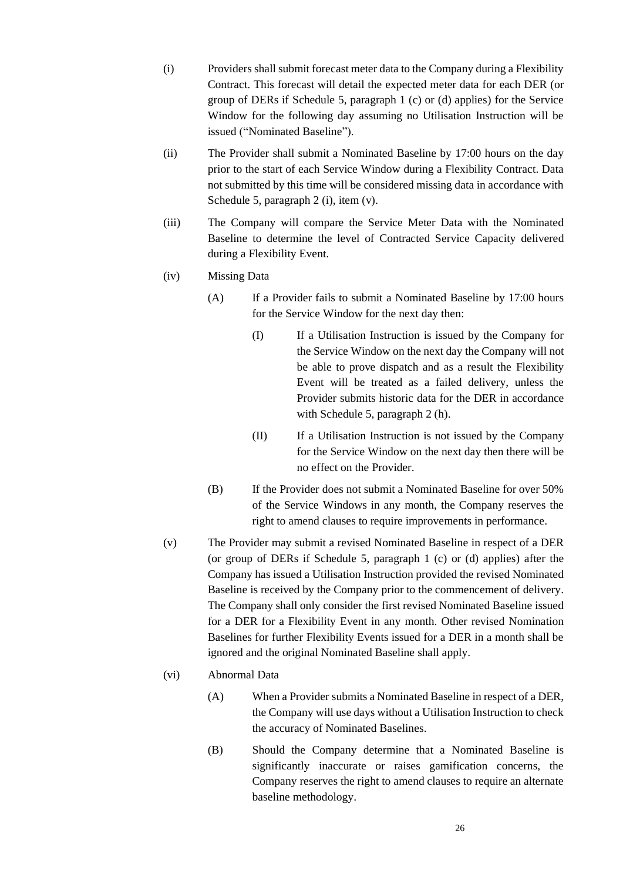(i) Providers shall submit forecast meter data to the Company during a Flexibility Contract. This forecast will detail the expected meter data for each DER (or group of DERs if Schedule 5, paragraph 1 (c) or (d) applies) for the Service Window for the following day assuming no Utilisation Instruction will be issued ("Nominated Baseline").

(ii) The Provider shall submit a Nominated Baseline by 17:00 hours on the day prior to the start of each Service Window during a Flexibility Contract. Data not submitted by this time will be considered missing data in accordance with Schedule 5, paragraph 2 (i), item (v).

(iii) The Company will compare the Service Meter Data with the Nominated Baseline to determine the level of Contracted Service Capacity delivered during a Flexibility Event.

(iv) Missing Data

  (A) If a Provider fails to submit a Nominated Baseline by 17:00 hours for the Service Window for the next day then:

    (I) If a Utilisation Instruction is issued by the Company for the Service Window on the next day the Company will not be able to prove dispatch and as a result the Flexibility Event will be treated as a failed delivery, unless the Provider submits historic data for the DER in accordance with Schedule 5, paragraph 2 (h).

    (II) If a Utilisation Instruction is not issued by the Company for the Service Window on the next day then there will be no effect on the Provider.

  (B) If the Provider does not submit a Nominated Baseline for over 50% of the Service Windows in any month, the Company reserves the right to amend clauses to require improvements in performance.

(v) The Provider may submit a revised Nominated Baseline in respect of a DER (or group of DERs if Schedule 5, paragraph 1 (c) or (d) applies) after the Company has issued a Utilisation Instruction provided the revised Nominated Baseline is received by the Company prior to the commencement of delivery. The Company shall only consider the first revised Nominated Baseline issued for a DER for a Flexibility Event in any month. Other revised Nomination Baselines for further Flexibility Events issued for a DER in a month shall be ignored and the original Nominated Baseline shall apply.

(vi) Abnormal Data

  (A) When a Provider submits a Nominated Baseline in respect of a DER, the Company will use days without a Utilisation Instruction to check the accuracy of Nominated Baselines.

  (B) Should the Company determine that a Nominated Baseline is significantly inaccurate or raises gamification concerns, the Company reserves the right to amend clauses to require an alternate baseline methodology.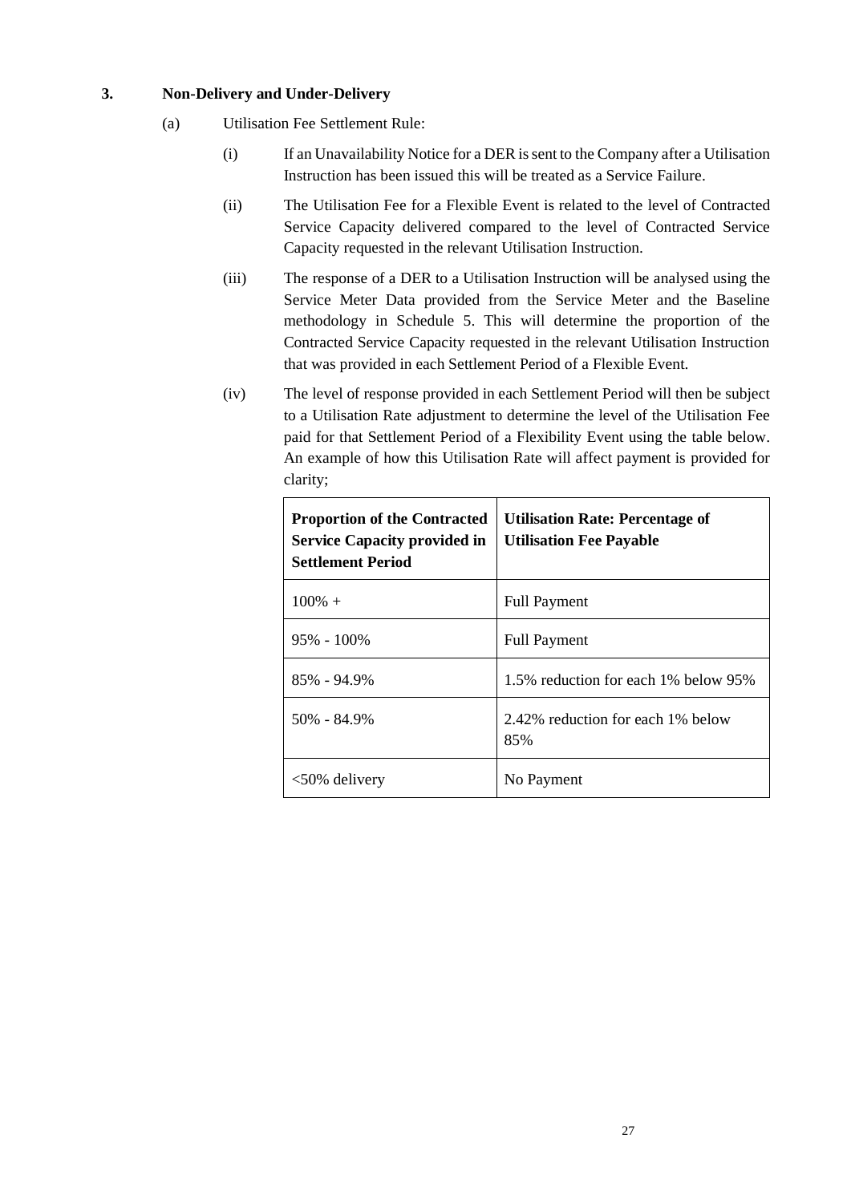## 3. Non-Delivery and Under-Delivery

(a) Utilisation Fee Settlement Rule:

(i) If an Unavailability Notice for a DER is sent to the Company after a Utilisation Instruction has been issued this will be treated as a Service Failure.

(ii) The Utilisation Fee for a Flexible Event is related to the level of Contracted Service Capacity delivered compared to the level of Contracted Service Capacity requested in the relevant Utilisation Instruction.

(iii) The response of a DER to a Utilisation Instruction will be analysed using the Service Meter Data provided from the Service Meter and the Baseline methodology in Schedule 5. This will determine the proportion of the Contracted Service Capacity requested in the relevant Utilisation Instruction that was provided in each Settlement Period of a Flexible Event.

(iv) The level of response provided in each Settlement Period will then be subject to a Utilisation Rate adjustment to determine the level of the Utilisation Fee paid for that Settlement Period of a Flexibility Event using the table below. An example of how this Utilisation Rate will affect payment is provided for clarity;

| **Proportion of the Contracted Service Capacity provided in Settlement Period** | **Utilisation Rate: Percentage of Utilisation Fee Payable** |
|---|---|
| 100% + | Full Payment |
| 95% - 100% | Full Payment |
| 85% - 94.9% | 1.5% reduction for each 1% below 95% |
| 50% - 84.9% | 2.42% reduction for each 1% below 85% |
| <50% delivery | No Payment |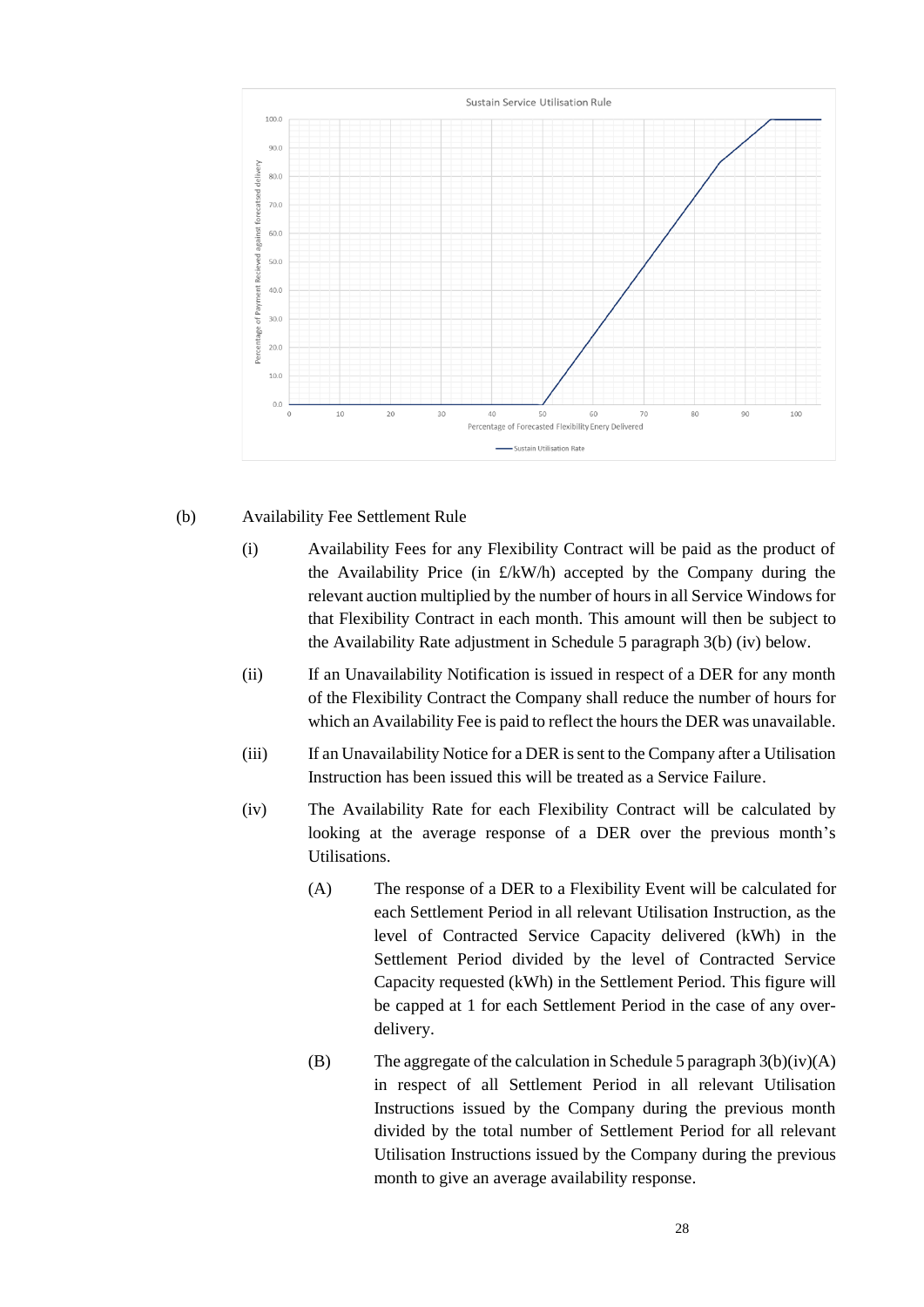(b) Availability Fee Settlement Rule

(i) Availability Fees for any Flexibility Contract will be paid as the product of the Availability Price (in £/kW/h) accepted by the Company during the relevant auction multiplied by the number of hours in all Service Windows for that Flexibility Contract in each month. This amount will then be subject to the Availability Rate adjustment in Schedule 5 paragraph 3(b) (iv) below.

(ii) If an Unavailability Notification is issued in respect of a DER for any month of the Flexibility Contract the Company shall reduce the number of hours for which an Availability Fee is paid to reflect the hours the DER was unavailable.

(iii) If an Unavailability Notice for a DER is sent to the Company after a Utilisation Instruction has been issued this will be treated as a Service Failure.

(iv) The Availability Rate for each Flexibility Contract will be calculated by looking at the average response of a DER over the previous month's Utilisations.

(A) The response of a DER to a Flexibility Event will be calculated for each Settlement Period in all relevant Utilisation Instruction, as the level of Contracted Service Capacity delivered (kWh) in the Settlement Period divided by the level of Contracted Service Capacity requested (kWh) in the Settlement Period. This figure will be capped at 1 for each Settlement Period in the case of any over-delivery.

(B) The aggregate of the calculation in Schedule 5 paragraph 3(b)(iv)(A) in respect of all Settlement Period in all relevant Utilisation Instructions issued by the Company during the previous month divided by the total number of Settlement Period for all relevant Utilisation Instructions issued by the Company during the previous month to give an average availability response.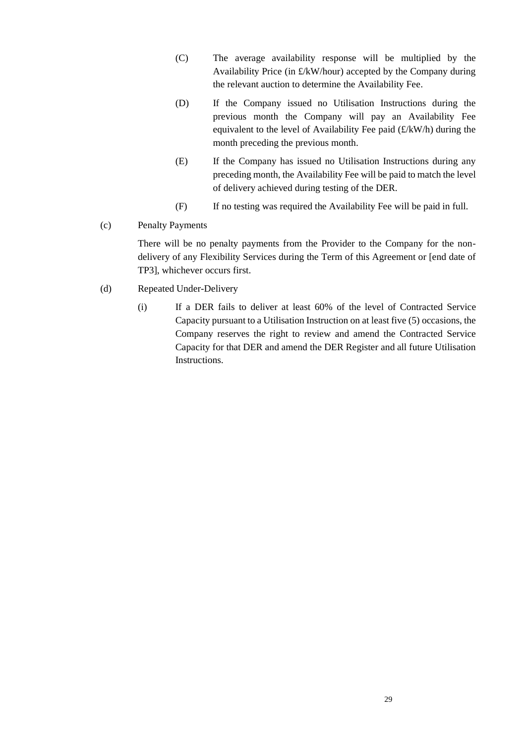(C) The average availability response will be multiplied by the Availability Price (in £/kW/hour) accepted by the Company during the relevant auction to determine the Availability Fee.

(D) If the Company issued no Utilisation Instructions during the previous month the Company will pay an Availability Fee equivalent to the level of Availability Fee paid (£/kW/h) during the month preceding the previous month.

(E) If the Company has issued no Utilisation Instructions during any preceding month, the Availability Fee will be paid to match the level of delivery achieved during testing of the DER.

(F) If no testing was required the Availability Fee will be paid in full.

(c) Penalty Payments

There will be no penalty payments from the Provider to the Company for the non-delivery of any Flexibility Services during the Term of this Agreement or [end date of TP3], whichever occurs first.

(d) Repeated Under-Delivery

(i) If a DER fails to deliver at least 60% of the level of Contracted Service Capacity pursuant to a Utilisation Instruction on at least five (5) occasions, the Company reserves the right to review and amend the Contracted Service Capacity for that DER and amend the DER Register and all future Utilisation Instructions.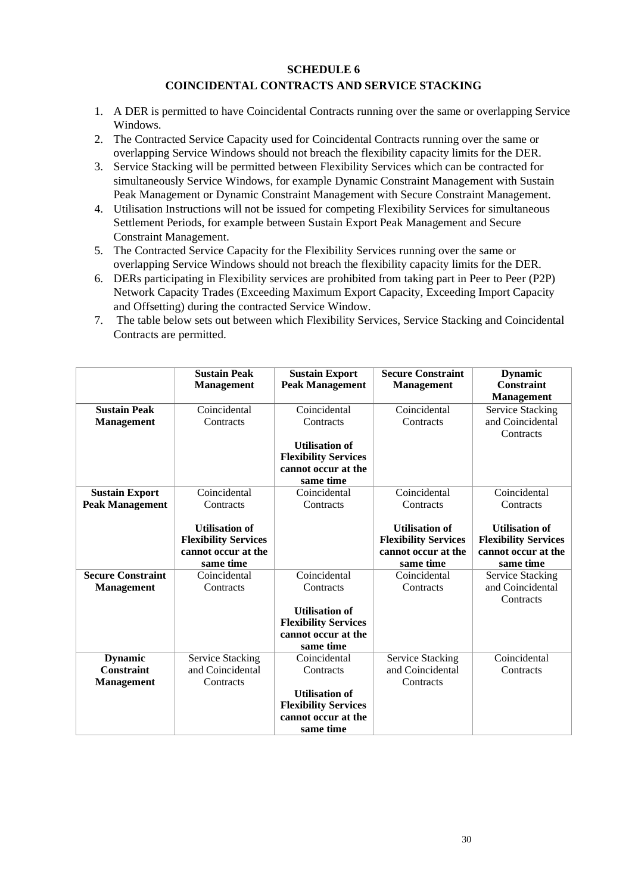# SCHEDULE 6

## COINCIDENTAL CONTRACTS AND SERVICE STACKING

1. A DER is permitted to have Coincidental Contracts running over the same or overlapping Service Windows.
2. The Contracted Service Capacity used for Coincidental Contracts running over the same or overlapping Service Windows should not breach the flexibility capacity limits for the DER.
3. Service Stacking will be permitted between Flexibility Services which can be contracted for simultaneously Service Windows, for example Dynamic Constraint Management with Sustain Peak Management or Dynamic Constraint Management with Secure Constraint Management.
4. Utilisation Instructions will not be issued for competing Flexibility Services for simultaneous Settlement Periods, for example between Sustain Export Peak Management and Secure Constraint Management.
5. The Contracted Service Capacity for the Flexibility Services running over the same or overlapping Service Windows should not breach the flexibility capacity limits for the DER.
6. DERs participating in Flexibility services are prohibited from taking part in Peer to Peer (P2P) Network Capacity Trades (Exceeding Maximum Export Capacity, Exceeding Import Capacity and Offsetting) during the contracted Service Window.
7. The table below sets out between which Flexibility Services, Service Stacking and Coincidental Contracts are permitted.

| | **Sustain Peak Management** | **Sustain Export Peak Management** | **Secure Constraint Management** | **Dynamic Constraint Management** |
|---|---|---|---|---|
| **Sustain Peak Management** | Coincidental Contracts | Coincidental Contracts<br><br>**Utilisation of Flexibility Services cannot occur at the same time** | Coincidental Contracts | Service Stacking and Coincidental Contracts |
| **Sustain Export Peak Management** | Coincidental Contracts<br><br>**Utilisation of Flexibility Services cannot occur at the same time** | Coincidental Contracts | Coincidental Contracts<br><br>**Utilisation of Flexibility Services cannot occur at the same time** | Coincidental Contracts<br><br>**Utilisation of Flexibility Services cannot occur at the same time** |
| **Secure Constraint Management** | Coincidental Contracts | Coincidental Contracts<br><br>**Utilisation of Flexibility Services cannot occur at the same time** | Coincidental Contracts | Service Stacking and Coincidental Contracts |
| **Dynamic Constraint Management** | Service Stacking and Coincidental Contracts | Coincidental Contracts<br><br>**Utilisation of Flexibility Services cannot occur at the same time** | Service Stacking and Coincidental Contracts | Coincidental Contracts |